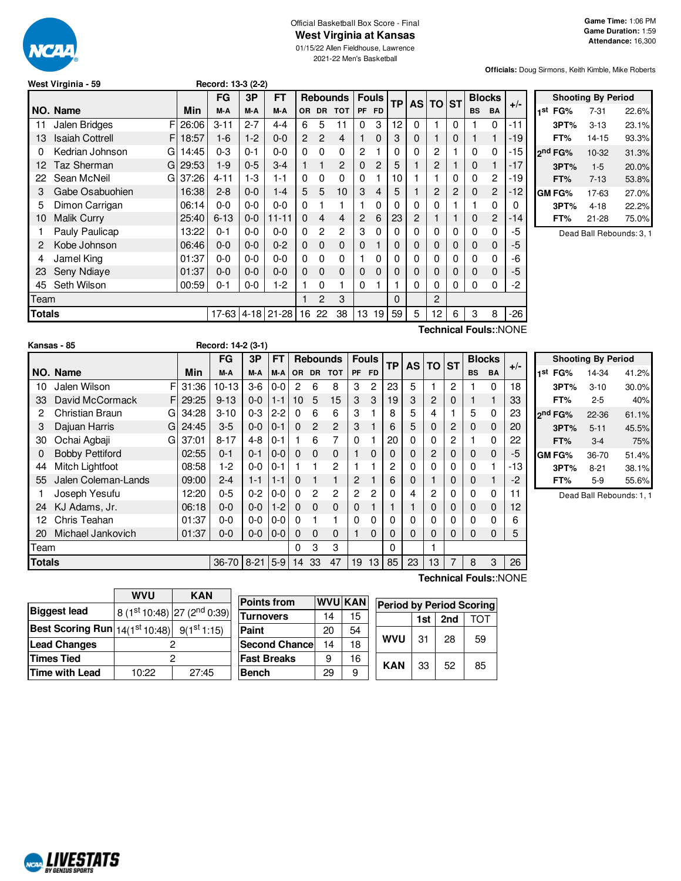Official Basketball Box Score - Final

# West Virginia at Kansas

01/15/22 Allen Fieldhouse, Lawrence

2021-22 Men's Basketball

Game Time: 1:06 PM
Game Duration: 1:59
Attendance: 16,300

**Officials:** Doug Sirmons, Keith Kimble, Mike Roberts

## West Virginia - 59

Record: 13-3 (2-2)

| NO. | Name | | Min | FG M-A | 3P M-A | FT M-A | OR | DR | TOT | PF | FD | TP | AS | TO | ST | BS | BA | +/- |
|---|---|---|---|---|---|---|---|---|---|---|---|---|---|---|---|---|---|---|
| 11 | Jalen Bridges | F | 26:06 | 3-11 | 2-7 | 4-4 | 6 | 5 | 11 | 0 | 3 | 12 | 0 | 1 | 0 | 1 | 0 | -11 |
| 13 | Isaiah Cottrell | F | 18:57 | 1-6 | 1-2 | 0-0 | 2 | 2 | 4 | 1 | 0 | 3 | 0 | 1 | 0 | 1 | 1 | -19 |
| 0 | Kedrian Johnson | G | 14:45 | 0-3 | 0-1 | 0-0 | 0 | 0 | 0 | 2 | 1 | 0 | 0 | 2 | 1 | 0 | 0 | -15 |
| 12 | Taz Sherman | G | 29:53 | 1-9 | 0-5 | 3-4 | 1 | 1 | 2 | 0 | 2 | 5 | 1 | 2 | 1 | 0 | 1 | -17 |
| 22 | Sean McNeil | G | 37:26 | 4-11 | 1-3 | 1-1 | 0 | 0 | 0 | 0 | 1 | 10 | 1 | 1 | 0 | 0 | 2 | -19 |
| 3 | Gabe Osabuohien | | 16:38 | 2-8 | 0-0 | 1-4 | 5 | 5 | 10 | 3 | 4 | 5 | 1 | 2 | 2 | 0 | 2 | -12 |
| 5 | Dimon Carrigan | | 06:14 | 0-0 | 0-0 | 0-0 | 0 | 1 | 1 | 1 | 0 | 0 | 0 | 0 | 1 | 1 | 0 | 0 |
| 10 | Malik Curry | | 25:40 | 6-13 | 0-0 | 11-11 | 0 | 4 | 4 | 2 | 6 | 23 | 2 | 1 | 1 | 0 | 2 | -14 |
| 1 | Pauly Paulicap | | 13:22 | 0-1 | 0-0 | 0-0 | 0 | 2 | 2 | 3 | 0 | 0 | 0 | 0 | 0 | 0 | 0 | -5 |
| 2 | Kobe Johnson | | 06:46 | 0-0 | 0-0 | 0-2 | 0 | 0 | 0 | 0 | 1 | 0 | 0 | 0 | 0 | 0 | 0 | -5 |
| 4 | Jamel King | | 01:37 | 0-0 | 0-0 | 0-0 | 0 | 0 | 0 | 1 | 0 | 0 | 0 | 0 | 0 | 0 | 0 | -6 |
| 23 | Seny Ndiaye | | 01:37 | 0-0 | 0-0 | 0-0 | 0 | 0 | 0 | 0 | 0 | 0 | 0 | 0 | 0 | 0 | 0 | -5 |
| 45 | Seth Wilson | | 00:59 | 0-1 | 0-0 | 1-2 | 1 | 0 | 1 | 0 | 1 | 1 | 0 | 0 | 0 | 0 | 0 | -2 |
| | Team | | | | | | 1 | 2 | 3 | | | 0 | | 2 | | | | |
| | Totals | | | 17-63 | 4-18 | 21-28 | 16 | 22 | 38 | 13 | 19 | 59 | 5 | 12 | 6 | 3 | 8 | -26 |

Technical Fouls::NONE

| Shooting By Period | | |
|---|---|---|
| 1st FG% | 7-31 | 22.6% |
| 3PT% | 3-13 | 23.1% |
| FT% | 14-15 | 93.3% |
| 2nd FG% | 10-32 | 31.3% |
| 3PT% | 1-5 | 20.0% |
| FT% | 7-13 | 53.8% |
| GM FG% | 17-63 | 27.0% |
| 3PT% | 4-18 | 22.2% |
| FT% | 21-28 | 75.0% |

Dead Ball Rebounds: 3, 1

## Kansas - 85

Record: 14-2 (3-1)

| NO. | Name | | Min | FG M-A | 3P M-A | FT M-A | OR | DR | TOT | PF | FD | TP | AS | TO | ST | BS | BA | +/- |
|---|---|---|---|---|---|---|---|---|---|---|---|---|---|---|---|---|---|---|
| 10 | Jalen Wilson | F | 31:36 | 10-13 | 3-6 | 0-0 | 2 | 6 | 8 | 3 | 2 | 23 | 5 | 1 | 2 | 1 | 0 | 18 |
| 33 | David McCormack | F | 29:25 | 9-13 | 0-0 | 1-1 | 10 | 5 | 15 | 3 | 3 | 19 | 3 | 2 | 0 | 1 | 1 | 33 |
| 2 | Christian Braun | G | 34:28 | 3-10 | 0-3 | 2-2 | 0 | 6 | 6 | 3 | 1 | 8 | 5 | 4 | 1 | 5 | 0 | 23 |
| 3 | Dajuan Harris | G | 24:45 | 3-5 | 0-0 | 0-1 | 0 | 2 | 2 | 3 | 1 | 6 | 5 | 0 | 2 | 0 | 0 | 20 |
| 30 | Ochai Agbaji | G | 37:01 | 8-17 | 4-8 | 0-1 | 1 | 6 | 7 | 0 | 1 | 20 | 0 | 0 | 2 | 1 | 0 | 22 |
| 0 | Bobby Pettiford | | 02:55 | 0-1 | 0-1 | 0-0 | 0 | 0 | 0 | 1 | 0 | 0 | 0 | 2 | 0 | 0 | 0 | -5 |
| 44 | Mitch Lightfoot | | 08:58 | 1-2 | 0-0 | 0-1 | 1 | 1 | 2 | 1 | 1 | 2 | 0 | 0 | 0 | 0 | 1 | -13 |
| 55 | Jalen Coleman-Lands | | 09:00 | 2-4 | 1-1 | 1-1 | 0 | 1 | 1 | 2 | 1 | 6 | 0 | 1 | 0 | 0 | 1 | -2 |
| 1 | Joseph Yesufu | | 12:20 | 0-5 | 0-2 | 0-0 | 0 | 2 | 2 | 2 | 2 | 0 | 4 | 2 | 0 | 0 | 0 | 11 |
| 24 | KJ Adams, Jr. | | 06:18 | 0-0 | 0-0 | 1-2 | 0 | 0 | 0 | 0 | 1 | 1 | 1 | 0 | 0 | 0 | 0 | 12 |
| 12 | Chris Teahan | | 01:37 | 0-0 | 0-0 | 0-0 | 0 | 1 | 1 | 0 | 0 | 0 | 0 | 0 | 0 | 0 | 0 | 6 |
| 20 | Michael Jankovich | | 01:37 | 0-0 | 0-0 | 0-0 | 0 | 0 | 0 | 1 | 0 | 0 | 0 | 0 | 0 | 0 | 0 | 5 |
| | Team | | | | | | 0 | 3 | 3 | | | 0 | | 1 | | | | |
| | Totals | | | 36-70 | 8-21 | 5-9 | 14 | 33 | 47 | 19 | 13 | 85 | 23 | 13 | 7 | 8 | 3 | 26 |

Technical Fouls::NONE

| Shooting By Period | | |
|---|---|---|
| 1st FG% | 14-34 | 41.2% |
| 3PT% | 3-10 | 30.0% |
| FT% | 2-5 | 40% |
| 2nd FG% | 22-36 | 61.1% |
| 3PT% | 5-11 | 45.5% |
| FT% | 3-4 | 75% |
| GM FG% | 36-70 | 51.4% |
| 3PT% | 8-21 | 38.1% |
| FT% | 5-9 | 55.6% |

Dead Ball Rebounds: 1, 1

| | WVU | KAN |
|---|---|---|
| Biggest lead | 8 (1st 10:48) | 27 (2nd 0:39) |
| Best Scoring Run | 14(1st 10:48) | 9(1st 1:15) |
| Lead Changes | 2 | |
| Times Tied | 2 | |
| Time with Lead | 10:22 | 27:45 |

| Points from | WVU | KAN |
|---|---|---|
| Turnovers | 14 | 15 |
| Paint | 20 | 54 |
| Second Chance | 14 | 18 |
| Fast Breaks | 9 | 16 |
| Bench | 29 | 9 |

| Period by Period Scoring | 1st | 2nd | TOT |
|---|---|---|---|
| WVU | 31 | 28 | 59 |
| KAN | 33 | 52 | 85 |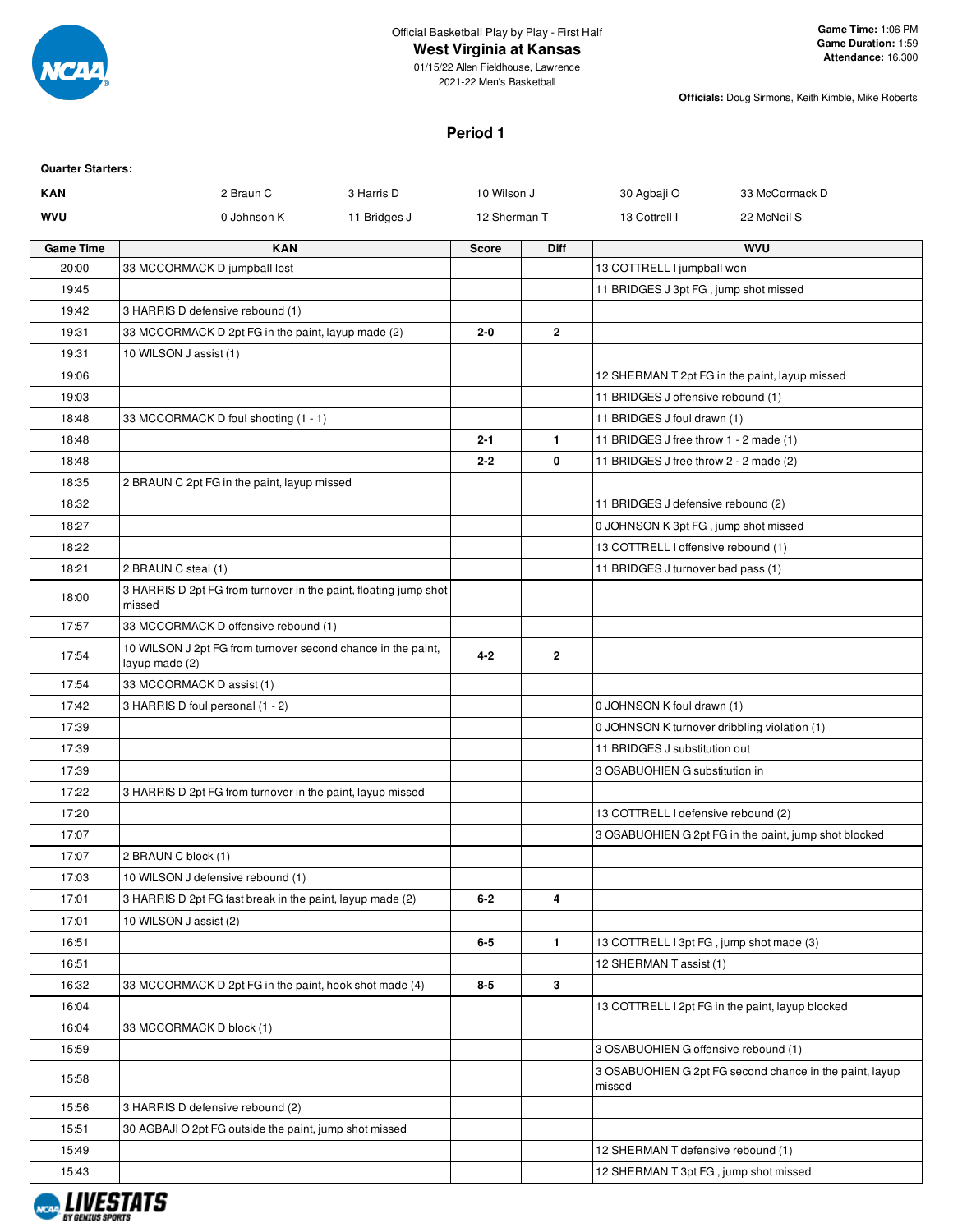Official Basketball Play by Play - First Half

# West Virginia at Kansas

01/15/22 Allen Fieldhouse, Lawrence
2021-22 Men's Basketball

**Game Time:** 1:06 PM
**Game Duration:** 1:59
**Attendance:** 16,300

**Officials:** Doug Sirmons, Keith Kimble, Mike Roberts

## Period 1

**Quarter Starters:**

| | | | | | |
|---|---|---|---|---|---|
| **KAN** | 2 Braun C | 3 Harris D | 10 Wilson J | 30 Agbaji O | 33 McCormack D |
| **WVU** | 0 Johnson K | 11 Bridges J | 12 Sherman T | 13 Cottrell I | 22 McNeil S |

| Game Time | KAN | Score | Diff | WVU |
|---|---|---|---|---|
| 20:00 | 33 MCCORMACK D jumpball lost | | | 13 COTTRELL I jumpball won |
| 19:45 | | | | 11 BRIDGES J 3pt FG , jump shot missed |
| 19:42 | 3 HARRIS D defensive rebound (1) | | | |
| 19:31 | 33 MCCORMACK D 2pt FG in the paint, layup made (2) | 2-0 | 2 | |
| 19:31 | 10 WILSON J assist (1) | | | |
| 19:06 | | | | 12 SHERMAN T 2pt FG in the paint, layup missed |
| 19:03 | | | | 11 BRIDGES J offensive rebound (1) |
| 18:48 | 33 MCCORMACK D foul shooting (1 - 1) | | | 11 BRIDGES J foul drawn (1) |
| 18:48 | | 2-1 | 1 | 11 BRIDGES J free throw 1 - 2 made (1) |
| 18:48 | | 2-2 | 0 | 11 BRIDGES J free throw 2 - 2 made (2) |
| 18:35 | 2 BRAUN C 2pt FG in the paint, layup missed | | | |
| 18:32 | | | | 11 BRIDGES J defensive rebound (2) |
| 18:27 | | | | 0 JOHNSON K 3pt FG , jump shot missed |
| 18:22 | | | | 13 COTTRELL I offensive rebound (1) |
| 18:21 | 2 BRAUN C steal (1) | | | 11 BRIDGES J turnover bad pass (1) |
| 18:00 | 3 HARRIS D 2pt FG from turnover in the paint, floating jump shot missed | | | |
| 17:57 | 33 MCCORMACK D offensive rebound (1) | | | |
| 17:54 | 10 WILSON J 2pt FG from turnover second chance in the paint, layup made (2) | 4-2 | 2 | |
| 17:54 | 33 MCCORMACK D assist (1) | | | |
| 17:42 | 3 HARRIS D foul personal (1 - 2) | | | 0 JOHNSON K foul drawn (1) |
| 17:39 | | | | 0 JOHNSON K turnover dribbling violation (1) |
| 17:39 | | | | 11 BRIDGES J substitution out |
| 17:39 | | | | 3 OSABUOHIEN G substitution in |
| 17:22 | 3 HARRIS D 2pt FG from turnover in the paint, layup missed | | | |
| 17:20 | | | | 13 COTTRELL I defensive rebound (2) |
| 17:07 | | | | 3 OSABUOHIEN G 2pt FG in the paint, jump shot blocked |
| 17:07 | 2 BRAUN C block (1) | | | |
| 17:03 | 10 WILSON J defensive rebound (1) | | | |
| 17:01 | 3 HARRIS D 2pt FG fast break in the paint, layup made (2) | 6-2 | 4 | |
| 17:01 | 10 WILSON J assist (2) | | | |
| 16:51 | | 6-5 | 1 | 13 COTTRELL I 3pt FG , jump shot made (3) |
| 16:51 | | | | 12 SHERMAN T assist (1) |
| 16:32 | 33 MCCORMACK D 2pt FG in the paint, hook shot made (4) | 8-5 | 3 | |
| 16:04 | | | | 13 COTTRELL I 2pt FG in the paint, layup blocked |
| 16:04 | 33 MCCORMACK D block (1) | | | |
| 15:59 | | | | 3 OSABUOHIEN G offensive rebound (1) |
| 15:58 | | | | 3 OSABUOHIEN G 2pt FG second chance in the paint, layup missed |
| 15:56 | 3 HARRIS D defensive rebound (2) | | | |
| 15:51 | 30 AGBAJI O 2pt FG outside the paint, jump shot missed | | | |
| 15:49 | | | | 12 SHERMAN T defensive rebound (1) |
| 15:43 | | | | 12 SHERMAN T 3pt FG , jump shot missed |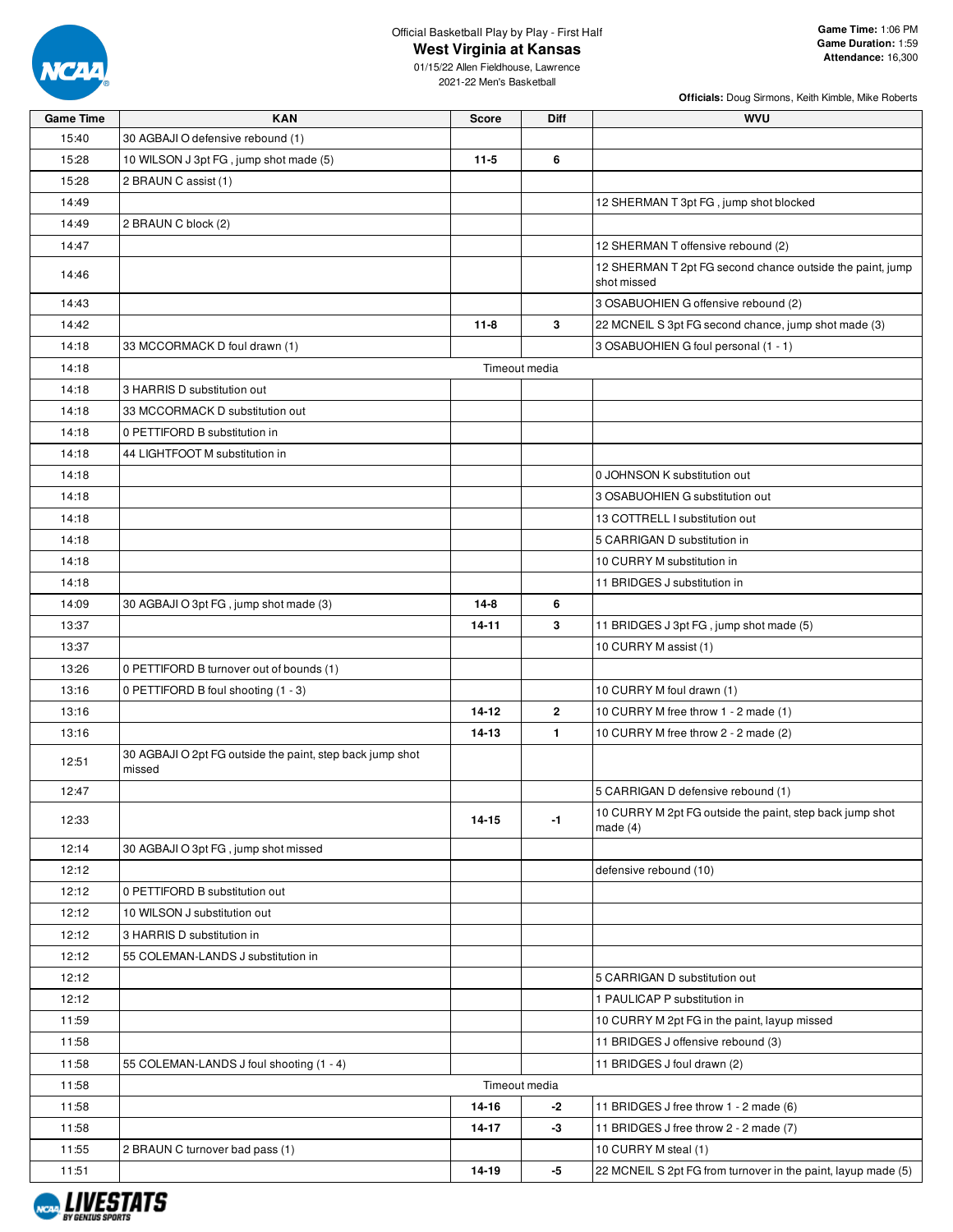Official Basketball Play by Play - First Half

# West Virginia at Kansas

01/15/22 Allen Fieldhouse, Lawrence
2021-22 Men's Basketball

**Game Time:** 1:06 PM
**Game Duration:** 1:59
**Attendance:** 16,300

**Officials:** Doug Sirmons, Keith Kimble, Mike Roberts

| Game Time | KAN | Score | Diff | WVU |
|---|---|---|---|---|
| 15:40 | 30 AGBAJI O defensive rebound (1) | | | |
| 15:28 | 10 WILSON J 3pt FG , jump shot made (5) | 11-5 | 6 | |
| 15:28 | 2 BRAUN C assist (1) | | | |
| 14:49 | | | | 12 SHERMAN T 3pt FG , jump shot blocked |
| 14:49 | 2 BRAUN C block (2) | | | |
| 14:47 | | | | 12 SHERMAN T offensive rebound (2) |
| 14:46 | | | | 12 SHERMAN T 2pt FG second chance outside the paint, jump shot missed |
| 14:43 | | | | 3 OSABUOHIEN G offensive rebound (2) |
| 14:42 | | 11-8 | 3 | 22 MCNEIL S 3pt FG second chance, jump shot made (3) |
| 14:18 | 33 MCCORMACK D foul drawn (1) | | | 3 OSABUOHIEN G foul personal (1 - 1) |
| 14:18 | Timeout media | | | |
| 14:18 | 3 HARRIS D substitution out | | | |
| 14:18 | 33 MCCORMACK D substitution out | | | |
| 14:18 | 0 PETTIFORD B substitution in | | | |
| 14:18 | 44 LIGHTFOOT M substitution in | | | |
| 14:18 | | | | 0 JOHNSON K substitution out |
| 14:18 | | | | 3 OSABUOHIEN G substitution out |
| 14:18 | | | | 13 COTTRELL I substitution out |
| 14:18 | | | | 5 CARRIGAN D substitution in |
| 14:18 | | | | 10 CURRY M substitution in |
| 14:18 | | | | 11 BRIDGES J substitution in |
| 14:09 | 30 AGBAJI O 3pt FG , jump shot made (3) | 14-8 | 6 | |
| 13:37 | | 14-11 | 3 | 11 BRIDGES J 3pt FG , jump shot made (5) |
| 13:37 | | | | 10 CURRY M assist (1) |
| 13:26 | 0 PETTIFORD B turnover out of bounds (1) | | | |
| 13:16 | 0 PETTIFORD B foul shooting (1 - 3) | | | 10 CURRY M foul drawn (1) |
| 13:16 | | 14-12 | 2 | 10 CURRY M free throw 1 - 2 made (1) |
| 13:16 | | 14-13 | 1 | 10 CURRY M free throw 2 - 2 made (2) |
| 12:51 | 30 AGBAJI O 2pt FG outside the paint, step back jump shot missed | | | |
| 12:47 | | | | 5 CARRIGAN D defensive rebound (1) |
| 12:33 | | 14-15 | -1 | 10 CURRY M 2pt FG outside the paint, step back jump shot made (4) |
| 12:14 | 30 AGBAJI O 3pt FG , jump shot missed | | | |
| 12:12 | | | | defensive rebound (10) |
| 12:12 | 0 PETTIFORD B substitution out | | | |
| 12:12 | 10 WILSON J substitution out | | | |
| 12:12 | 3 HARRIS D substitution in | | | |
| 12:12 | 55 COLEMAN-LANDS J substitution in | | | |
| 12:12 | | | | 5 CARRIGAN D substitution out |
| 12:12 | | | | 1 PAULICAP P substitution in |
| 11:59 | | | | 10 CURRY M 2pt FG in the paint, layup missed |
| 11:58 | | | | 11 BRIDGES J offensive rebound (3) |
| 11:58 | 55 COLEMAN-LANDS J foul shooting (1 - 4) | | | 11 BRIDGES J foul drawn (2) |
| 11:58 | Timeout media | | | |
| 11:58 | | 14-16 | -2 | 11 BRIDGES J free throw 1 - 2 made (6) |
| 11:58 | | 14-17 | -3 | 11 BRIDGES J free throw 2 - 2 made (7) |
| 11:55 | 2 BRAUN C turnover bad pass (1) | | | 10 CURRY M steal (1) |
| 11:51 | | 14-19 | -5 | 22 MCNEIL S 2pt FG from turnover in the paint, layup made (5) |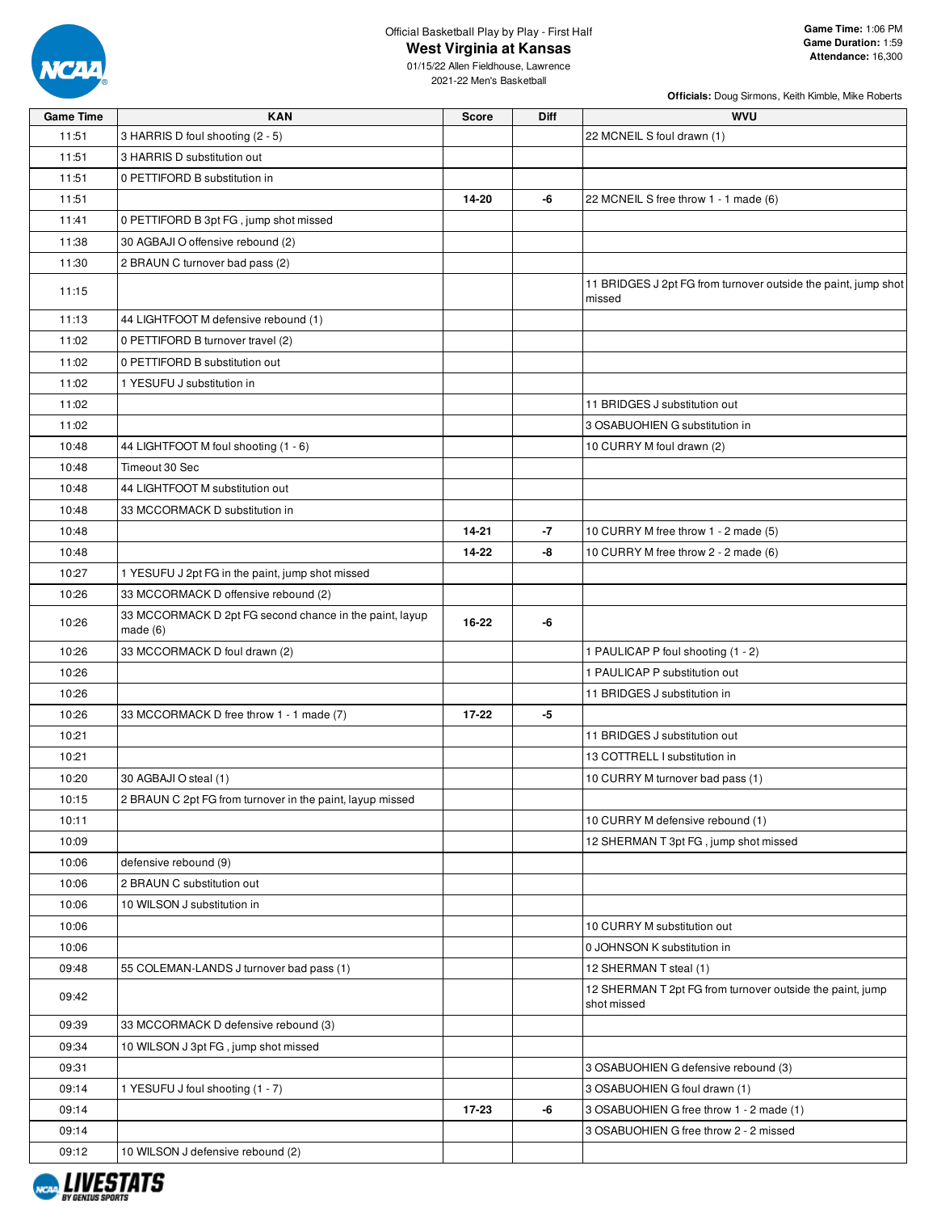Official Basketball Play by Play - First Half

# West Virginia at Kansas

01/15/22 Allen Fieldhouse, Lawrence
2021-22 Men's Basketball

**Game Time:** 1:06 PM
**Game Duration:** 1:59
**Attendance:** 16,300

**Officials:** Doug Sirmons, Keith Kimble, Mike Roberts

| Game Time | KAN | Score | Diff | WVU |
|---|---|---|---|---|
| 11:51 | 3 HARRIS D foul shooting (2 - 5) | | | 22 MCNEIL S foul drawn (1) |
| 11:51 | 3 HARRIS D substitution out | | | |
| 11:51 | 0 PETTIFORD B substitution in | | | |
| 11:51 | | 14-20 | -6 | 22 MCNEIL S free throw 1 - 1 made (6) |
| 11:41 | 0 PETTIFORD B 3pt FG , jump shot missed | | | |
| 11:38 | 30 AGBAJI O offensive rebound (2) | | | |
| 11:30 | 2 BRAUN C turnover bad pass (2) | | | |
| 11:15 | | | | 11 BRIDGES J 2pt FG from turnover outside the paint, jump shot missed |
| 11:13 | 44 LIGHTFOOT M defensive rebound (1) | | | |
| 11:02 | 0 PETTIFORD B turnover travel (2) | | | |
| 11:02 | 0 PETTIFORD B substitution out | | | |
| 11:02 | 1 YESUFU J substitution in | | | |
| 11:02 | | | | 11 BRIDGES J substitution out |
| 11:02 | | | | 3 OSABUOHIEN G substitution in |
| 10:48 | 44 LIGHTFOOT M foul shooting (1 - 6) | | | 10 CURRY M foul drawn (2) |
| 10:48 | Timeout 30 Sec | | | |
| 10:48 | 44 LIGHTFOOT M substitution out | | | |
| 10:48 | 33 MCCORMACK D substitution in | | | |
| 10:48 | | 14-21 | -7 | 10 CURRY M free throw 1 - 2 made (5) |
| 10:48 | | 14-22 | -8 | 10 CURRY M free throw 2 - 2 made (6) |
| 10:27 | 1 YESUFU J 2pt FG in the paint, jump shot missed | | | |
| 10:26 | 33 MCCORMACK D offensive rebound (2) | | | |
| 10:26 | 33 MCCORMACK D 2pt FG second chance in the paint, layup made (6) | 16-22 | -6 | |
| 10:26 | 33 MCCORMACK D foul drawn (2) | | | 1 PAULICAP P foul shooting (1 - 2) |
| 10:26 | | | | 1 PAULICAP P substitution out |
| 10:26 | | | | 11 BRIDGES J substitution in |
| 10:26 | 33 MCCORMACK D free throw 1 - 1 made (7) | 17-22 | -5 | |
| 10:21 | | | | 11 BRIDGES J substitution out |
| 10:21 | | | | 13 COTTRELL I substitution in |
| 10:20 | 30 AGBAJI O steal (1) | | | 10 CURRY M turnover bad pass (1) |
| 10:15 | 2 BRAUN C 2pt FG from turnover in the paint, layup missed | | | |
| 10:11 | | | | 10 CURRY M defensive rebound (1) |
| 10:09 | | | | 12 SHERMAN T 3pt FG , jump shot missed |
| 10:06 | defensive rebound (9) | | | |
| 10:06 | 2 BRAUN C substitution out | | | |
| 10:06 | 10 WILSON J substitution in | | | |
| 10:06 | | | | 10 CURRY M substitution out |
| 10:06 | | | | 0 JOHNSON K substitution in |
| 09:48 | 55 COLEMAN-LANDS J turnover bad pass (1) | | | 12 SHERMAN T steal (1) |
| 09:42 | | | | 12 SHERMAN T 2pt FG from turnover outside the paint, jump shot missed |
| 09:39 | 33 MCCORMACK D defensive rebound (3) | | | |
| 09:34 | 10 WILSON J 3pt FG , jump shot missed | | | |
| 09:31 | | | | 3 OSABUOHIEN G defensive rebound (3) |
| 09:14 | 1 YESUFU J foul shooting (1 - 7) | | | 3 OSABUOHIEN G foul drawn (1) |
| 09:14 | | 17-23 | -6 | 3 OSABUOHIEN G free throw 1 - 2 made (1) |
| 09:14 | | | | 3 OSABUOHIEN G free throw 2 - 2 missed |
| 09:12 | 10 WILSON J defensive rebound (2) | | | |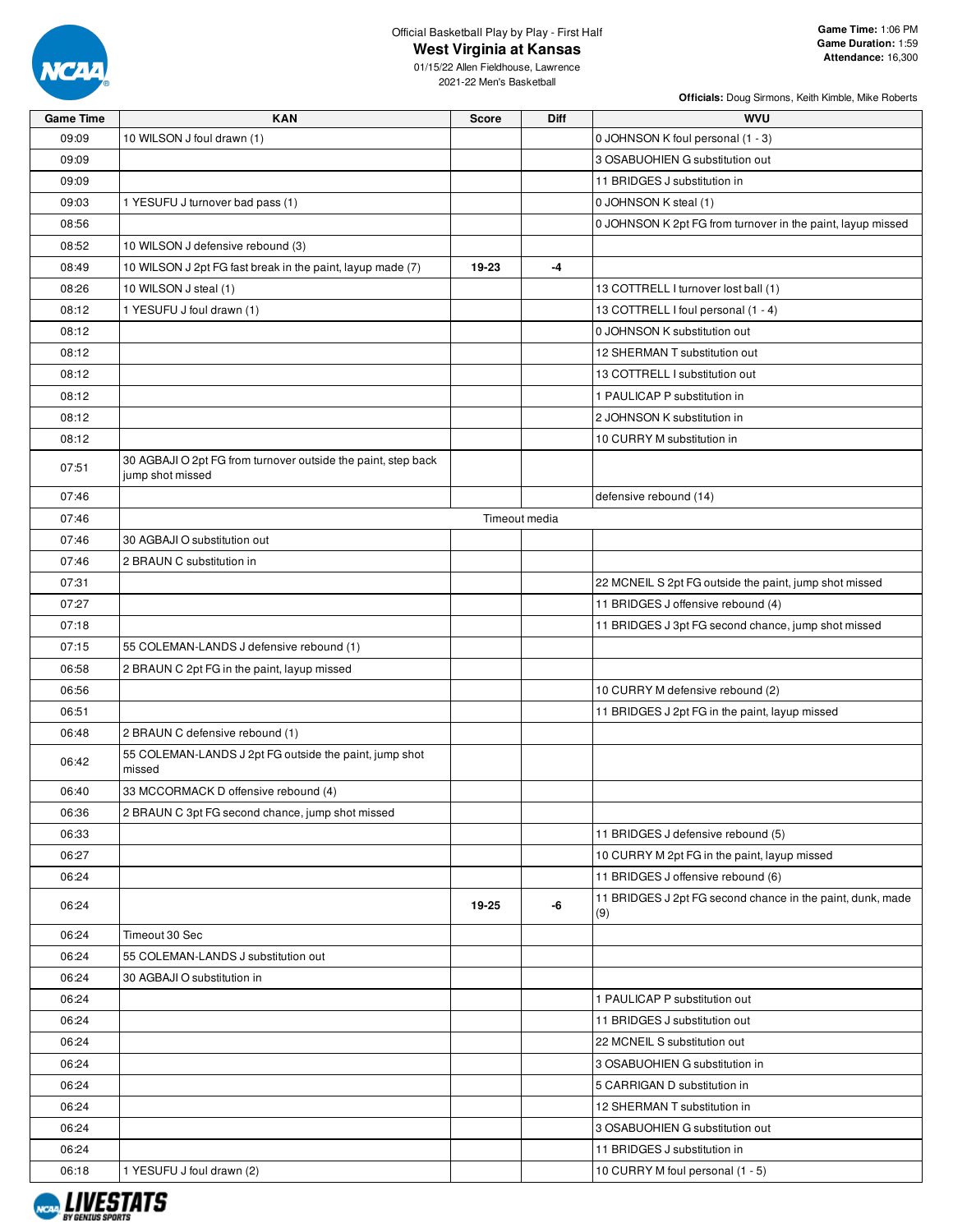Official Basketball Play by Play - First Half

# West Virginia at Kansas

01/15/22 Allen Fieldhouse, Lawrence
2021-22 Men's Basketball

**Game Time:** 1:06 PM
**Game Duration:** 1:59
**Attendance:** 16,300

**Officials:** Doug Sirmons, Keith Kimble, Mike Roberts

| Game Time | KAN | Score | Diff | WVU |
|---|---|---|---|---|
| 09:09 | 10 WILSON J foul drawn (1) | | | 0 JOHNSON K foul personal (1 - 3) |
| 09:09 | | | | 3 OSABUOHIEN G substitution out |
| 09:09 | | | | 11 BRIDGES J substitution in |
| 09:03 | 1 YESUFU J turnover bad pass (1) | | | 0 JOHNSON K steal (1) |
| 08:56 | | | | 0 JOHNSON K 2pt FG from turnover in the paint, layup missed |
| 08:52 | 10 WILSON J defensive rebound (3) | | | |
| 08:49 | 10 WILSON J 2pt FG fast break in the paint, layup made (7) | 19-23 | -4 | |
| 08:26 | 10 WILSON J steal (1) | | | 13 COTTRELL I turnover lost ball (1) |
| 08:12 | 1 YESUFU J foul drawn (1) | | | 13 COTTRELL I foul personal (1 - 4) |
| 08:12 | | | | 0 JOHNSON K substitution out |
| 08:12 | | | | 12 SHERMAN T substitution out |
| 08:12 | | | | 13 COTTRELL I substitution out |
| 08:12 | | | | 1 PAULICAP P substitution in |
| 08:12 | | | | 2 JOHNSON K substitution in |
| 08:12 | | | | 10 CURRY M substitution in |
| 07:51 | 30 AGBAJI O 2pt FG from turnover outside the paint, step back jump shot missed | | | |
| 07:46 | | | | defensive rebound (14) |
| 07:46 | Timeout media | | | |
| 07:46 | 30 AGBAJI O substitution out | | | |
| 07:46 | 2 BRAUN C substitution in | | | |
| 07:31 | | | | 22 MCNEIL S 2pt FG outside the paint, jump shot missed |
| 07:27 | | | | 11 BRIDGES J offensive rebound (4) |
| 07:18 | | | | 11 BRIDGES J 3pt FG second chance, jump shot missed |
| 07:15 | 55 COLEMAN-LANDS J defensive rebound (1) | | | |
| 06:58 | 2 BRAUN C 2pt FG in the paint, layup missed | | | |
| 06:56 | | | | 10 CURRY M defensive rebound (2) |
| 06:51 | | | | 11 BRIDGES J 2pt FG in the paint, layup missed |
| 06:48 | 2 BRAUN C defensive rebound (1) | | | |
| 06:42 | 55 COLEMAN-LANDS J 2pt FG outside the paint, jump shot missed | | | |
| 06:40 | 33 MCCORMACK D offensive rebound (4) | | | |
| 06:36 | 2 BRAUN C 3pt FG second chance, jump shot missed | | | |
| 06:33 | | | | 11 BRIDGES J defensive rebound (5) |
| 06:27 | | | | 10 CURRY M 2pt FG in the paint, layup missed |
| 06:24 | | | | 11 BRIDGES J offensive rebound (6) |
| 06:24 | | 19-25 | -6 | 11 BRIDGES J 2pt FG second chance in the paint, dunk, made (9) |
| 06:24 | Timeout 30 Sec | | | |
| 06:24 | 55 COLEMAN-LANDS J substitution out | | | |
| 06:24 | 30 AGBAJI O substitution in | | | |
| 06:24 | | | | 1 PAULICAP P substitution out |
| 06:24 | | | | 11 BRIDGES J substitution out |
| 06:24 | | | | 22 MCNEIL S substitution out |
| 06:24 | | | | 3 OSABUOHIEN G substitution in |
| 06:24 | | | | 5 CARRIGAN D substitution in |
| 06:24 | | | | 12 SHERMAN T substitution in |
| 06:24 | | | | 3 OSABUOHIEN G substitution out |
| 06:24 | | | | 11 BRIDGES J substitution in |
| 06:18 | 1 YESUFU J foul drawn (2) | | | 10 CURRY M foul personal (1 - 5) |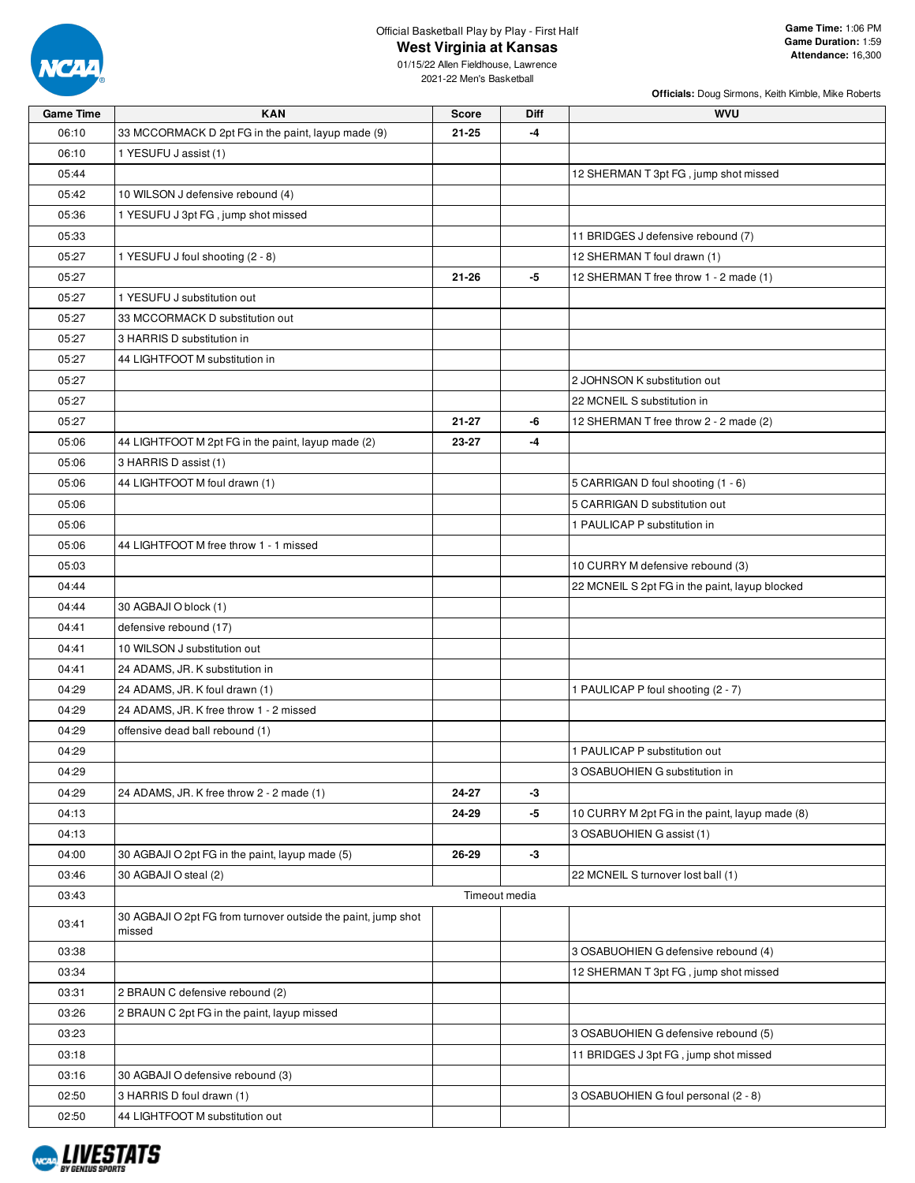Official Basketball Play by Play - First Half

# West Virginia at Kansas

01/15/22 Allen Fieldhouse, Lawrence
2021-22 Men's Basketball

**Game Time:** 1:06 PM
**Game Duration:** 1:59
**Attendance:** 16,300

**Officials:** Doug Sirmons, Keith Kimble, Mike Roberts

| Game Time | KAN | Score | Diff | WVU |
|---|---|---|---|---|
| 06:10 | 33 MCCORMACK D 2pt FG in the paint, layup made (9) | 21-25 | -4 | |
| 06:10 | 1 YESUFU J assist (1) | | | |
| 05:44 | | | | 12 SHERMAN T 3pt FG , jump shot missed |
| 05:42 | 10 WILSON J defensive rebound (4) | | | |
| 05:36 | 1 YESUFU J 3pt FG , jump shot missed | | | |
| 05:33 | | | | 11 BRIDGES J defensive rebound (7) |
| 05:27 | 1 YESUFU J foul shooting (2 - 8) | | | 12 SHERMAN T foul drawn (1) |
| 05:27 | | 21-26 | -5 | 12 SHERMAN T free throw 1 - 2 made (1) |
| 05:27 | 1 YESUFU J substitution out | | | |
| 05:27 | 33 MCCORMACK D substitution out | | | |
| 05:27 | 3 HARRIS D substitution in | | | |
| 05:27 | 44 LIGHTFOOT M substitution in | | | |
| 05:27 | | | | 2 JOHNSON K substitution out |
| 05:27 | | | | 22 MCNEIL S substitution in |
| 05:27 | | 21-27 | -6 | 12 SHERMAN T free throw 2 - 2 made (2) |
| 05:06 | 44 LIGHTFOOT M 2pt FG in the paint, layup made (2) | 23-27 | -4 | |
| 05:06 | 3 HARRIS D assist (1) | | | |
| 05:06 | 44 LIGHTFOOT M foul drawn (1) | | | 5 CARRIGAN D foul shooting (1 - 6) |
| 05:06 | | | | 5 CARRIGAN D substitution out |
| 05:06 | | | | 1 PAULICAP P substitution in |
| 05:06 | 44 LIGHTFOOT M free throw 1 - 1 missed | | | |
| 05:03 | | | | 10 CURRY M defensive rebound (3) |
| 04:44 | | | | 22 MCNEIL S 2pt FG in the paint, layup blocked |
| 04:44 | 30 AGBAJI O block (1) | | | |
| 04:41 | defensive rebound (17) | | | |
| 04:41 | 10 WILSON J substitution out | | | |
| 04:41 | 24 ADAMS, JR. K substitution in | | | |
| 04:29 | 24 ADAMS, JR. K foul drawn (1) | | | 1 PAULICAP P foul shooting (2 - 7) |
| 04:29 | 24 ADAMS, JR. K free throw 1 - 2 missed | | | |
| 04:29 | offensive dead ball rebound (1) | | | |
| 04:29 | | | | 1 PAULICAP P substitution out |
| 04:29 | | | | 3 OSABUOHIEN G substitution in |
| 04:29 | 24 ADAMS, JR. K free throw 2 - 2 made (1) | 24-27 | -3 | |
| 04:13 | | 24-29 | -5 | 10 CURRY M 2pt FG in the paint, layup made (8) |
| 04:13 | | | | 3 OSABUOHIEN G assist (1) |
| 04:00 | 30 AGBAJI O 2pt FG in the paint, layup made (5) | 26-29 | -3 | |
| 03:46 | 30 AGBAJI O steal (2) | | | 22 MCNEIL S turnover lost ball (1) |
| 03:43 | | Timeout media | | |
| 03:41 | 30 AGBAJI O 2pt FG from turnover outside the paint, jump shot missed | | | |
| 03:38 | | | | 3 OSABUOHIEN G defensive rebound (4) |
| 03:34 | | | | 12 SHERMAN T 3pt FG , jump shot missed |
| 03:31 | 2 BRAUN C defensive rebound (2) | | | |
| 03:26 | 2 BRAUN C 2pt FG in the paint, layup missed | | | |
| 03:23 | | | | 3 OSABUOHIEN G defensive rebound (5) |
| 03:18 | | | | 11 BRIDGES J 3pt FG , jump shot missed |
| 03:16 | 30 AGBAJI O defensive rebound (3) | | | |
| 02:50 | 3 HARRIS D foul drawn (1) | | | 3 OSABUOHIEN G foul personal (2 - 8) |
| 02:50 | 44 LIGHTFOOT M substitution out | | | |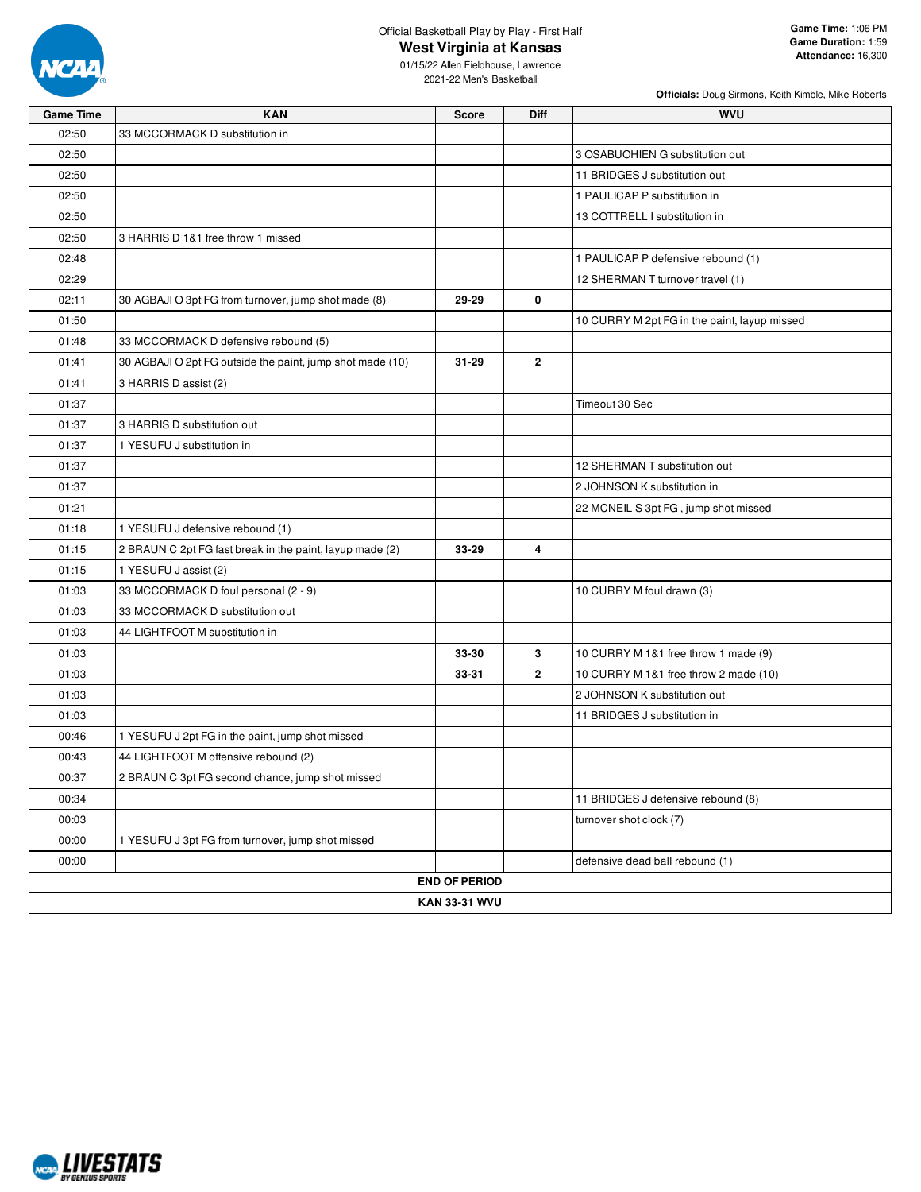Official Basketball Play by Play - First Half

# West Virginia at Kansas

01/15/22 Allen Fieldhouse, Lawrence

2021-22 Men's Basketball

**Game Time:** 1:06 PM
**Game Duration:** 1:59
**Attendance:** 16,300

**Officials:** Doug Sirmons, Keith Kimble, Mike Roberts

| Game Time | KAN | Score | Diff | WVU |
|---|---|---|---|---|
| 02:50 | 33 MCCORMACK D substitution in | | | |
| 02:50 | | | | 3 OSABUOHIEN G substitution out |
| 02:50 | | | | 11 BRIDGES J substitution out |
| 02:50 | | | | 1 PAULICAP P substitution in |
| 02:50 | | | | 13 COTTRELL I substitution in |
| 02:50 | 3 HARRIS D 1&1 free throw 1 missed | | | |
| 02:48 | | | | 1 PAULICAP P defensive rebound (1) |
| 02:29 | | | | 12 SHERMAN T turnover travel (1) |
| 02:11 | 30 AGBAJI O 3pt FG from turnover, jump shot made (8) | 29-29 | 0 | |
| 01:50 | | | | 10 CURRY M 2pt FG in the paint, layup missed |
| 01:48 | 33 MCCORMACK D defensive rebound (5) | | | |
| 01:41 | 30 AGBAJI O 2pt FG outside the paint, jump shot made (10) | 31-29 | 2 | |
| 01:41 | 3 HARRIS D assist (2) | | | |
| 01:37 | | | | Timeout 30 Sec |
| 01:37 | 3 HARRIS D substitution out | | | |
| 01:37 | 1 YESUFU J substitution in | | | |
| 01:37 | | | | 12 SHERMAN T substitution out |
| 01:37 | | | | 2 JOHNSON K substitution in |
| 01:21 | | | | 22 MCNEIL S 3pt FG , jump shot missed |
| 01:18 | 1 YESUFU J defensive rebound (1) | | | |
| 01:15 | 2 BRAUN C 2pt FG fast break in the paint, layup made (2) | 33-29 | 4 | |
| 01:15 | 1 YESUFU J assist (2) | | | |
| 01:03 | 33 MCCORMACK D foul personal (2 - 9) | | | 10 CURRY M foul drawn (3) |
| 01:03 | 33 MCCORMACK D substitution out | | | |
| 01:03 | 44 LIGHTFOOT M substitution in | | | |
| 01:03 | | 33-30 | 3 | 10 CURRY M 1&1 free throw 1 made (9) |
| 01:03 | | 33-31 | 2 | 10 CURRY M 1&1 free throw 2 made (10) |
| 01:03 | | | | 2 JOHNSON K substitution out |
| 01:03 | | | | 11 BRIDGES J substitution in |
| 00:46 | 1 YESUFU J 2pt FG in the paint, jump shot missed | | | |
| 00:43 | 44 LIGHTFOOT M offensive rebound (2) | | | |
| 00:37 | 2 BRAUN C 3pt FG second chance, jump shot missed | | | |
| 00:34 | | | | 11 BRIDGES J defensive rebound (8) |
| 00:03 | | | | turnover shot clock (7) |
| 00:00 | 1 YESUFU J 3pt FG from turnover, jump shot missed | | | |
| 00:00 | | | | defensive dead ball rebound (1) |

**END OF PERIOD**

**KAN 33-31 WVU**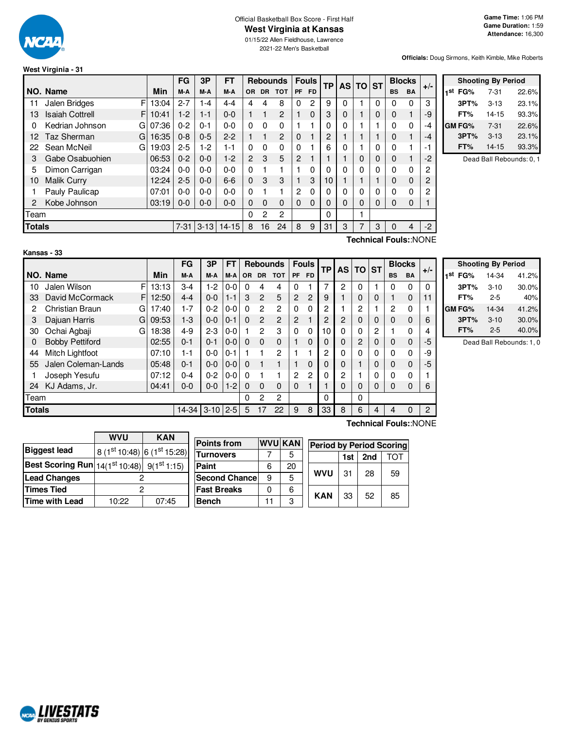Official Basketball Box Score - First Half

# West Virginia at Kansas

01/15/22 Allen Fieldhouse, Lawrence

2021-22 Men's Basketball

**Game Time:** 1:06 PM
**Game Duration:** 1:59
**Attendance:** 16,300

**Officials:** Doug Sirmons, Keith Kimble, Mike Roberts

## West Virginia - 31

| NO. | Name | | Min | FG M-A | 3P M-A | FT M-A | OR | DR | TOT | PF | FD | TP | AS | TO | ST | BS | BA | +/- |
|---|---|---|---|---|---|---|---|---|---|---|---|---|---|---|---|---|---|---|
| 11 | Jalen Bridges | F | 13:04 | 2-7 | 1-4 | 4-4 | 4 | 4 | 8 | 0 | 2 | 9 | 0 | 1 | 0 | 0 | 0 | 3 |
| 13 | Isaiah Cottrell | F | 10:41 | 1-2 | 1-1 | 0-0 | 1 | 1 | 2 | 1 | 0 | 3 | 0 | 1 | 0 | 0 | 1 | -9 |
| 0 | Kedrian Johnson | G | 07:36 | 0-2 | 0-1 | 0-0 | 0 | 0 | 0 | 1 | 1 | 0 | 0 | 1 | 1 | 0 | 0 | -4 |
| 12 | Taz Sherman | G | 16:35 | 0-8 | 0-5 | 2-2 | 1 | 1 | 2 | 0 | 1 | 2 | 1 | 1 | 1 | 0 | 1 | -4 |
| 22 | Sean McNeil | G | 19:03 | 2-5 | 1-2 | 1-1 | 0 | 0 | 0 | 0 | 1 | 6 | 0 | 1 | 0 | 0 | 1 | -1 |
| 3 | Gabe Osabuohien | | 06:53 | 0-2 | 0-0 | 1-2 | 2 | 3 | 5 | 2 | 1 | 1 | 1 | 0 | 0 | 0 | 1 | -2 |
| 5 | Dimon Carrigan | | 03:24 | 0-0 | 0-0 | 0-0 | 0 | 1 | 1 | 1 | 0 | 0 | 0 | 0 | 0 | 0 | 0 | 2 |
| 10 | Malik Curry | | 12:24 | 2-5 | 0-0 | 6-6 | 0 | 3 | 3 | 1 | 3 | 10 | 1 | 1 | 1 | 0 | 0 | 2 |
| 1 | Pauly Paulicap | | 07:01 | 0-0 | 0-0 | 0-0 | 0 | 1 | 1 | 2 | 0 | 0 | 0 | 0 | 0 | 0 | 0 | 2 |
| 2 | Kobe Johnson | | 03:19 | 0-0 | 0-0 | 0-0 | 0 | 0 | 0 | 0 | 0 | 0 | 0 | 0 | 0 | 0 | 0 | 1 |
| | Team | | | | | | 0 | 2 | 2 | | | 0 | | 1 | | | | |
| | **Totals** | | | 7-31 | 3-13 | 14-15 | 8 | 16 | 24 | 8 | 9 | 31 | 3 | 7 | 3 | 0 | 4 | -2 |

**Technical Fouls:**:NONE

| Shooting By Period | | |
|---|---|---|
| 1st FG% | 7-31 | 22.6% |
| 3PT% | 3-13 | 23.1% |
| FT% | 14-15 | 93.3% |
| GM FG% | 7-31 | 22.6% |
| 3PT% | 3-13 | 23.1% |
| FT% | 14-15 | 93.3% |

Dead Ball Rebounds: 0, 1

## Kansas - 33

| NO. | Name | | Min | FG M-A | 3P M-A | FT M-A | OR | DR | TOT | PF | FD | TP | AS | TO | ST | BS | BA | +/- |
|---|---|---|---|---|---|---|---|---|---|---|---|---|---|---|---|---|---|---|
| 10 | Jalen Wilson | F | 13:13 | 3-4 | 1-2 | 0-0 | 0 | 4 | 4 | 0 | 1 | 7 | 2 | 0 | 1 | 0 | 0 | 0 |
| 33 | David McCormack | F | 12:50 | 4-4 | 0-0 | 1-1 | 3 | 2 | 5 | 2 | 2 | 9 | 1 | 0 | 0 | 1 | 0 | 11 |
| 2 | Christian Braun | G | 17:40 | 1-7 | 0-2 | 0-0 | 0 | 2 | 2 | 0 | 0 | 2 | 1 | 2 | 1 | 2 | 0 | 1 |
| 3 | Dajuan Harris | G | 09:53 | 1-3 | 0-0 | 0-1 | 0 | 2 | 2 | 2 | 1 | 2 | 2 | 0 | 0 | 0 | 0 | 6 |
| 30 | Ochai Agbaji | G | 18:38 | 4-9 | 2-3 | 0-0 | 1 | 2 | 3 | 0 | 0 | 10 | 0 | 0 | 2 | 1 | 0 | 4 |
| 0 | Bobby Pettiford | | 02:55 | 0-1 | 0-1 | 0-0 | 0 | 0 | 0 | 1 | 0 | 0 | 0 | 2 | 0 | 0 | 0 | -5 |
| 44 | Mitch Lightfoot | | 07:10 | 1-1 | 0-0 | 0-1 | 1 | 1 | 2 | 1 | 1 | 2 | 0 | 0 | 0 | 0 | 0 | -9 |
| 55 | Jalen Coleman-Lands | | 05:48 | 0-1 | 0-0 | 0-0 | 0 | 1 | 1 | 1 | 0 | 0 | 0 | 1 | 0 | 0 | 0 | -5 |
| 1 | Joseph Yesufu | | 07:12 | 0-4 | 0-2 | 0-0 | 0 | 1 | 1 | 2 | 2 | 0 | 2 | 1 | 0 | 0 | 0 | 1 |
| 24 | KJ Adams, Jr. | | 04:41 | 0-0 | 0-0 | 1-2 | 0 | 0 | 0 | 0 | 1 | 1 | 0 | 0 | 0 | 0 | 0 | 6 |
| | Team | | | | | | 0 | 2 | 2 | | | 0 | | 0 | | | | |
| | **Totals** | | | 14-34 | 3-10 | 2-5 | 5 | 17 | 22 | 9 | 8 | 33 | 8 | 6 | 4 | 4 | 0 | 2 |

**Technical Fouls:**:NONE

| Shooting By Period | | |
|---|---|---|
| 1st FG% | 14-34 | 41.2% |
| 3PT% | 3-10 | 30.0% |
| FT% | 2-5 | 40% |
| GM FG% | 14-34 | 41.2% |
| 3PT% | 3-10 | 30.0% |
| FT% | 2-5 | 40.0% |

Dead Ball Rebounds: 1, 0

| | WVU | KAN |
|---|---|---|
| **Biggest lead** | 8 (1st 10:48) | 6 (1st 15:28) |
| **Best Scoring Run** | 14(1st 10:48) | 9(1st 1:15) |
| **Lead Changes** | 2 | |
| **Times Tied** | 2 | |
| **Time with Lead** | 10:22 | 07:45 |

| Points from | WVU | KAN |
|---|---|---|
| Turnovers | 7 | 5 |
| Paint | 6 | 20 |
| Second Chance | 9 | 5 |
| Fast Breaks | 0 | 6 |
| Bench | 11 | 3 |

| Period by Period Scoring | 1st | 2nd | TOT |
|---|---|---|---|
| WVU | 31 | 28 | 59 |
| KAN | 33 | 52 | 85 |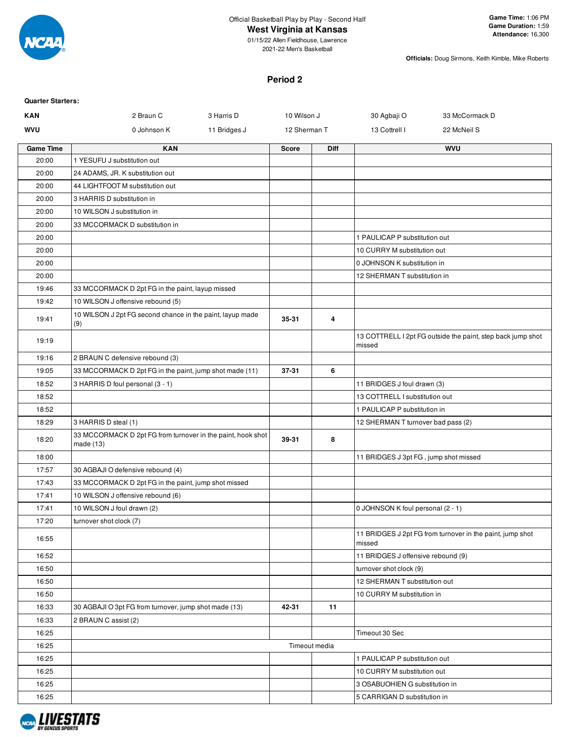Official Basketball Play by Play - Second Half

# West Virginia at Kansas

01/15/22 Allen Fieldhouse, Lawrence
2021-22 Men's Basketball

**Game Time:** 1:06 PM
**Game Duration:** 1:59
**Attendance:** 16,300

**Officials:** Doug Sirmons, Keith Kimble, Mike Roberts

## Period 2

**Quarter Starters:**

| | | | | | |
|---|---|---|---|---|---|
| **KAN** | 2 Braun C | 3 Harris D | 10 Wilson J | 30 Agbaji O | 33 McCormack D |
| **WVU** | 0 Johnson K | 11 Bridges J | 12 Sherman T | 13 Cottrell I | 22 McNeil S |

| Game Time | KAN | Score | Diff | WVU |
|---|---|---|---|---|
| 20:00 | 1 YESUFU J substitution out | | | |
| 20:00 | 24 ADAMS, JR. K substitution out | | | |
| 20:00 | 44 LIGHTFOOT M substitution out | | | |
| 20:00 | 3 HARRIS D substitution in | | | |
| 20:00 | 10 WILSON J substitution in | | | |
| 20:00 | 33 MCCORMACK D substitution in | | | |
| 20:00 | | | | 1 PAULICAP P substitution out |
| 20:00 | | | | 10 CURRY M substitution out |
| 20:00 | | | | 0 JOHNSON K substitution in |
| 20:00 | | | | 12 SHERMAN T substitution in |
| 19:46 | 33 MCCORMACK D 2pt FG in the paint, layup missed | | | |
| 19:42 | 10 WILSON J offensive rebound (5) | | | |
| 19:41 | 10 WILSON J 2pt FG second chance in the paint, layup made (9) | 35-31 | 4 | |
| 19:19 | | | | 13 COTTRELL I 2pt FG outside the paint, step back jump shot missed |
| 19:16 | 2 BRAUN C defensive rebound (3) | | | |
| 19:05 | 33 MCCORMACK D 2pt FG in the paint, jump shot made (11) | 37-31 | 6 | |
| 18:52 | 3 HARRIS D foul personal (3 - 1) | | | 11 BRIDGES J foul drawn (3) |
| 18:52 | | | | 13 COTTRELL I substitution out |
| 18:52 | | | | 1 PAULICAP P substitution in |
| 18:29 | 3 HARRIS D steal (1) | | | 12 SHERMAN T turnover bad pass (2) |
| 18:20 | 33 MCCORMACK D 2pt FG from turnover in the paint, hook shot made (13) | 39-31 | 8 | |
| 18:00 | | | | 11 BRIDGES J 3pt FG , jump shot missed |
| 17:57 | 30 AGBAJI O defensive rebound (4) | | | |
| 17:43 | 33 MCCORMACK D 2pt FG in the paint, jump shot missed | | | |
| 17:41 | 10 WILSON J offensive rebound (6) | | | |
| 17:41 | 10 WILSON J foul drawn (2) | | | 0 JOHNSON K foul personal (2 - 1) |
| 17:20 | turnover shot clock (7) | | | |
| 16:55 | | | | 11 BRIDGES J 2pt FG from turnover in the paint, jump shot missed |
| 16:52 | | | | 11 BRIDGES J offensive rebound (9) |
| 16:50 | | | | turnover shot clock (9) |
| 16:50 | | | | 12 SHERMAN T substitution out |
| 16:50 | | | | 10 CURRY M substitution in |
| 16:33 | 30 AGBAJI O 3pt FG from turnover, jump shot made (13) | 42-31 | 11 | |
| 16:33 | 2 BRAUN C assist (2) | | | |
| 16:25 | | | | Timeout 30 Sec |
| 16:25 | | Timeout media | | |
| 16:25 | | | | 1 PAULICAP P substitution out |
| 16:25 | | | | 10 CURRY M substitution out |
| 16:25 | | | | 3 OSABUOHIEN G substitution in |
| 16:25 | | | | 5 CARRIGAN D substitution in |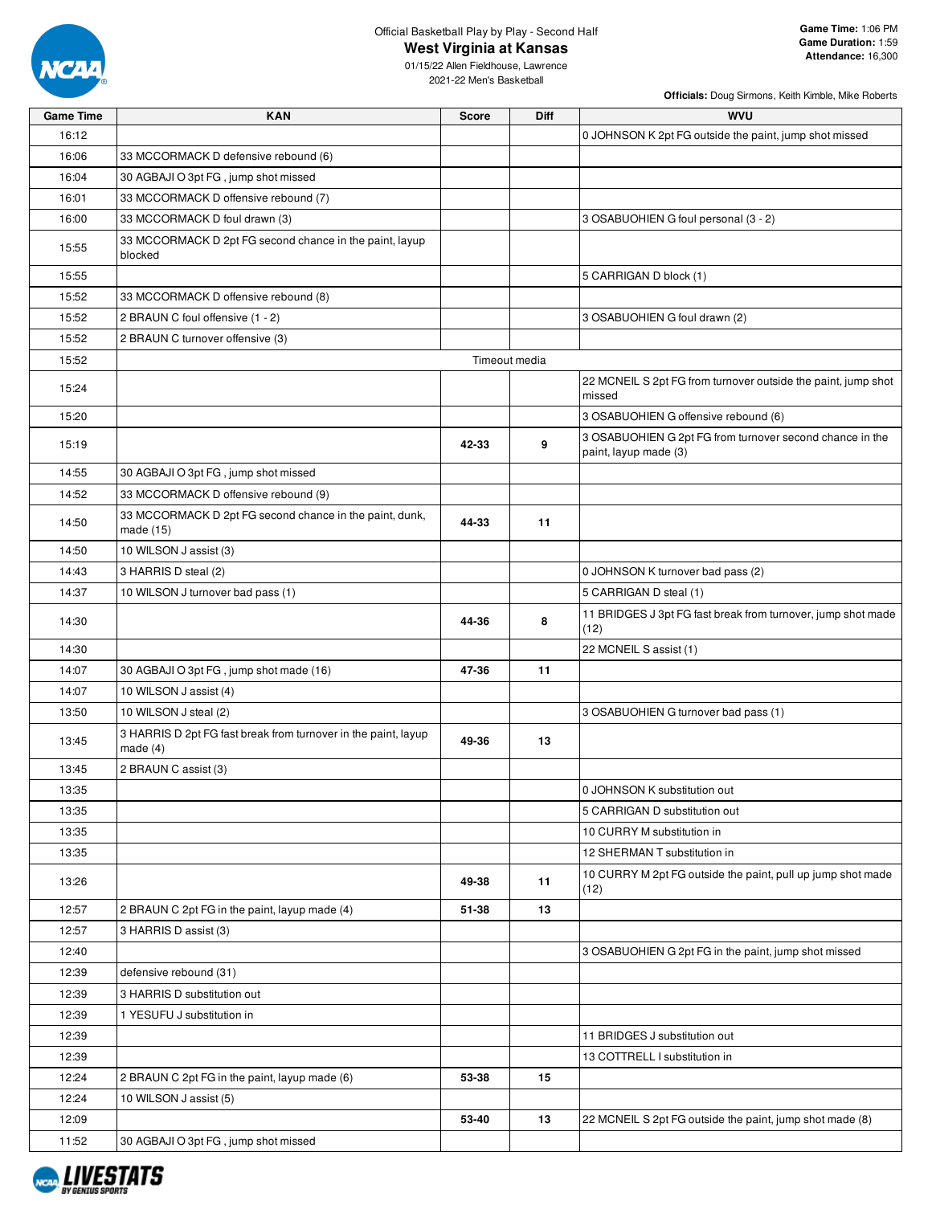Official Basketball Play by Play - Second Half

# West Virginia at Kansas

01/15/22 Allen Fieldhouse, Lawrence
2021-22 Men's Basketball

**Game Time:** 1:06 PM
**Game Duration:** 1:59
**Attendance:** 16,300

**Officials:** Doug Sirmons, Keith Kimble, Mike Roberts

| Game Time | KAN | Score | Diff | WVU |
|---|---|---|---|---|
| 16:12 | | | | 0 JOHNSON K 2pt FG outside the paint, jump shot missed |
| 16:06 | 33 MCCORMACK D defensive rebound (6) | | | |
| 16:04 | 30 AGBAJI O 3pt FG , jump shot missed | | | |
| 16:01 | 33 MCCORMACK D offensive rebound (7) | | | |
| 16:00 | 33 MCCORMACK D foul drawn (3) | | | 3 OSABUOHIEN G foul personal (3 - 2) |
| 15:55 | 33 MCCORMACK D 2pt FG second chance in the paint, layup blocked | | | |
| 15:55 | | | | 5 CARRIGAN D block (1) |
| 15:52 | 33 MCCORMACK D offensive rebound (8) | | | |
| 15:52 | 2 BRAUN C foul offensive (1 - 2) | | | 3 OSABUOHIEN G foul drawn (2) |
| 15:52 | 2 BRAUN C turnover offensive (3) | | | |
| 15:52 | Timeout media | | | |
| 15:24 | | | | 22 MCNEIL S 2pt FG from turnover outside the paint, jump shot missed |
| 15:20 | | | | 3 OSABUOHIEN G offensive rebound (6) |
| 15:19 | | 42-33 | 9 | 3 OSABUOHIEN G 2pt FG from turnover second chance in the paint, layup made (3) |
| 14:55 | 30 AGBAJI O 3pt FG , jump shot missed | | | |
| 14:52 | 33 MCCORMACK D offensive rebound (9) | | | |
| 14:50 | 33 MCCORMACK D 2pt FG second chance in the paint, dunk, made (15) | 44-33 | 11 | |
| 14:50 | 10 WILSON J assist (3) | | | |
| 14:43 | 3 HARRIS D steal (2) | | | 0 JOHNSON K turnover bad pass (2) |
| 14:37 | 10 WILSON J turnover bad pass (1) | | | 5 CARRIGAN D steal (1) |
| 14:30 | | 44-36 | 8 | 11 BRIDGES J 3pt FG fast break from turnover, jump shot made (12) |
| 14:30 | | | | 22 MCNEIL S assist (1) |
| 14:07 | 30 AGBAJI O 3pt FG , jump shot made (16) | 47-36 | 11 | |
| 14:07 | 10 WILSON J assist (4) | | | |
| 13:50 | 10 WILSON J steal (2) | | | 3 OSABUOHIEN G turnover bad pass (1) |
| 13:45 | 3 HARRIS D 2pt FG fast break from turnover in the paint, layup made (4) | 49-36 | 13 | |
| 13:45 | 2 BRAUN C assist (3) | | | |
| 13:35 | | | | 0 JOHNSON K substitution out |
| 13:35 | | | | 5 CARRIGAN D substitution out |
| 13:35 | | | | 10 CURRY M substitution in |
| 13:35 | | | | 12 SHERMAN T substitution in |
| 13:26 | | 49-38 | 11 | 10 CURRY M 2pt FG outside the paint, pull up jump shot made (12) |
| 12:57 | 2 BRAUN C 2pt FG in the paint, layup made (4) | 51-38 | 13 | |
| 12:57 | 3 HARRIS D assist (3) | | | |
| 12:40 | | | | 3 OSABUOHIEN G 2pt FG in the paint, jump shot missed |
| 12:39 | defensive rebound (31) | | | |
| 12:39 | 3 HARRIS D substitution out | | | |
| 12:39 | 1 YESUFU J substitution in | | | |
| 12:39 | | | | 11 BRIDGES J substitution out |
| 12:39 | | | | 13 COTTRELL I substitution in |
| 12:24 | 2 BRAUN C 2pt FG in the paint, layup made (6) | 53-38 | 15 | |
| 12:24 | 10 WILSON J assist (5) | | | |
| 12:09 | | 53-40 | 13 | 22 MCNEIL S 2pt FG outside the paint, jump shot made (8) |
| 11:52 | 30 AGBAJI O 3pt FG , jump shot missed | | | |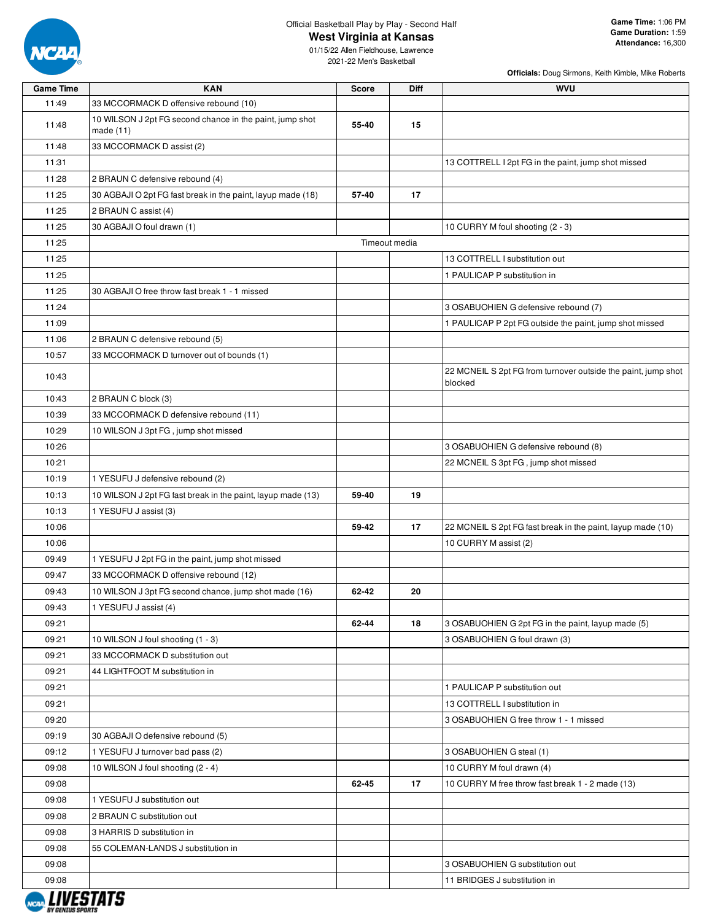Official Basketball Play by Play - Second Half

# West Virginia at Kansas

01/15/22 Allen Fieldhouse, Lawrence
2021-22 Men's Basketball

**Game Time:** 1:06 PM
**Game Duration:** 1:59
**Attendance:** 16,300

**Officials:** Doug Sirmons, Keith Kimble, Mike Roberts

| Game Time | KAN | Score | Diff | WVU |
|---|---|---|---|---|
| 11:49 | 33 MCCORMACK D offensive rebound (10) | | | |
| 11:48 | 10 WILSON J 2pt FG second chance in the paint, jump shot made (11) | 55-40 | 15 | |
| 11:48 | 33 MCCORMACK D assist (2) | | | |
| 11:31 | | | | 13 COTTRELL I 2pt FG in the paint, jump shot missed |
| 11:28 | 2 BRAUN C defensive rebound (4) | | | |
| 11:25 | 30 AGBAJI O 2pt FG fast break in the paint, layup made (18) | 57-40 | 17 | |
| 11:25 | 2 BRAUN C assist (4) | | | |
| 11:25 | 30 AGBAJI O foul drawn (1) | | | 10 CURRY M foul shooting (2 - 3) |
| 11:25 | Timeout media | | | |
| 11:25 | | | | 13 COTTRELL I substitution out |
| 11:25 | | | | 1 PAULICAP P substitution in |
| 11:25 | 30 AGBAJI O free throw fast break 1 - 1 missed | | | |
| 11:24 | | | | 3 OSABUOHIEN G defensive rebound (7) |
| 11:09 | | | | 1 PAULICAP P 2pt FG outside the paint, jump shot missed |
| 11:06 | 2 BRAUN C defensive rebound (5) | | | |
| 10:57 | 33 MCCORMACK D turnover out of bounds (1) | | | |
| 10:43 | | | | 22 MCNEIL S 2pt FG from turnover outside the paint, jump shot blocked |
| 10:43 | 2 BRAUN C block (3) | | | |
| 10:39 | 33 MCCORMACK D defensive rebound (11) | | | |
| 10:29 | 10 WILSON J 3pt FG , jump shot missed | | | |
| 10:26 | | | | 3 OSABUOHIEN G defensive rebound (8) |
| 10:21 | | | | 22 MCNEIL S 3pt FG , jump shot missed |
| 10:19 | 1 YESUFU J defensive rebound (2) | | | |
| 10:13 | 10 WILSON J 2pt FG fast break in the paint, layup made (13) | 59-40 | 19 | |
| 10:13 | 1 YESUFU J assist (3) | | | |
| 10:06 | | 59-42 | 17 | 22 MCNEIL S 2pt FG fast break in the paint, layup made (10) |
| 10:06 | | | | 10 CURRY M assist (2) |
| 09:49 | 1 YESUFU J 2pt FG in the paint, jump shot missed | | | |
| 09:47 | 33 MCCORMACK D offensive rebound (12) | | | |
| 09:43 | 10 WILSON J 3pt FG second chance, jump shot made (16) | 62-42 | 20 | |
| 09:43 | 1 YESUFU J assist (4) | | | |
| 09:21 | | 62-44 | 18 | 3 OSABUOHIEN G 2pt FG in the paint, layup made (5) |
| 09:21 | 10 WILSON J foul shooting (1 - 3) | | | 3 OSABUOHIEN G foul drawn (3) |
| 09:21 | 33 MCCORMACK D substitution out | | | |
| 09:21 | 44 LIGHTFOOT M substitution in | | | |
| 09:21 | | | | 1 PAULICAP P substitution out |
| 09:21 | | | | 13 COTTRELL I substitution in |
| 09:20 | | | | 3 OSABUOHIEN G free throw 1 - 1 missed |
| 09:19 | 30 AGBAJI O defensive rebound (5) | | | |
| 09:12 | 1 YESUFU J turnover bad pass (2) | | | 3 OSABUOHIEN G steal (1) |
| 09:08 | 10 WILSON J foul shooting (2 - 4) | | | 10 CURRY M foul drawn (4) |
| 09:08 | | 62-45 | 17 | 10 CURRY M free throw fast break 1 - 2 made (13) |
| 09:08 | 1 YESUFU J substitution out | | | |
| 09:08 | 2 BRAUN C substitution out | | | |
| 09:08 | 3 HARRIS D substitution in | | | |
| 09:08 | 55 COLEMAN-LANDS J substitution in | | | |
| 09:08 | | | | 3 OSABUOHIEN G substitution out |
| 09:08 | | | | 11 BRIDGES J substitution in |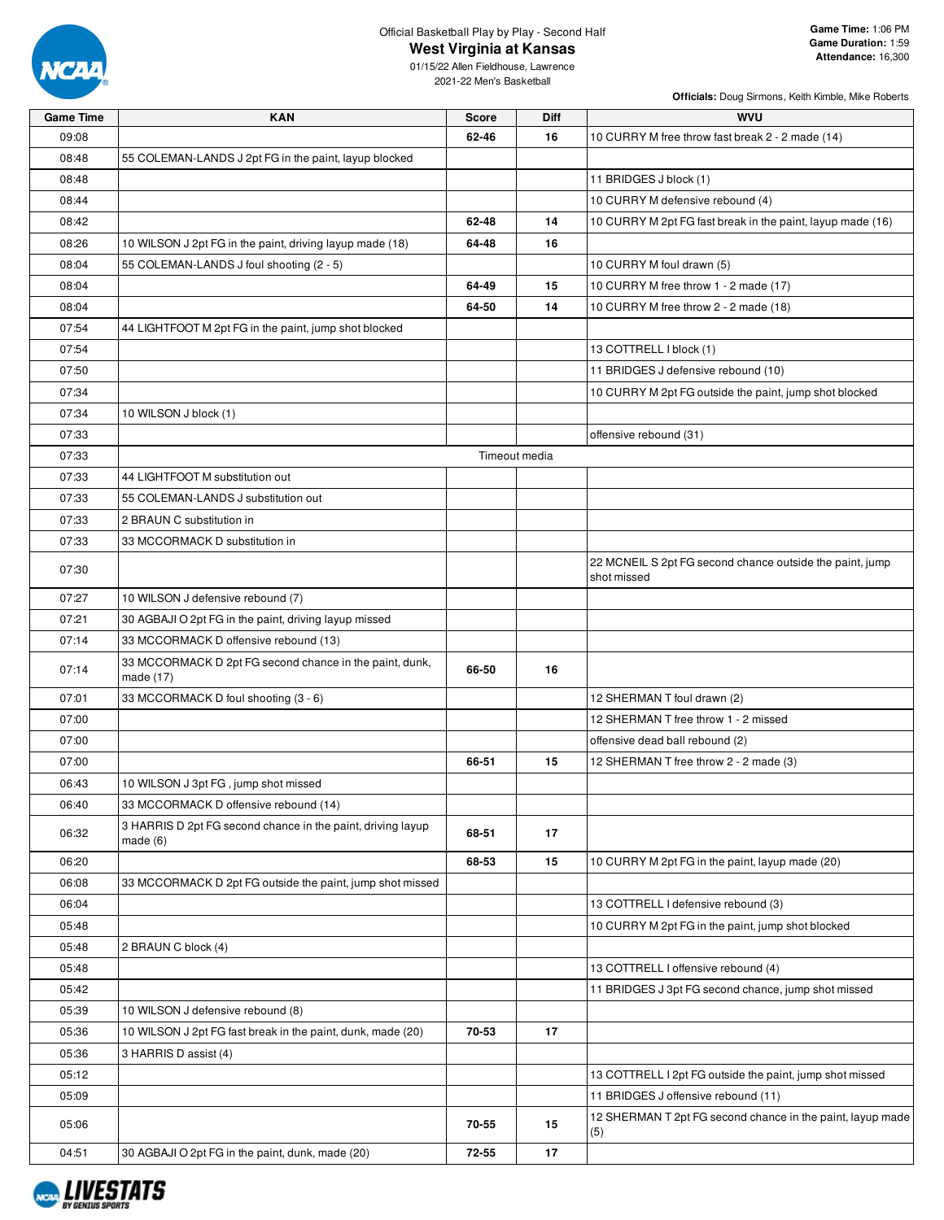Official Basketball Play by Play - Second Half

# West Virginia at Kansas

01/15/22 Allen Fieldhouse, Lawrence
2021-22 Men's Basketball

**Game Time:** 1:06 PM
**Game Duration:** 1:59
**Attendance:** 16,300

**Officials:** Doug Sirmons, Keith Kimble, Mike Roberts

| Game Time | KAN | Score | Diff | WVU |
|---|---|---|---|---|
| 09:08 | | 62-46 | 16 | 10 CURRY M free throw fast break 2 - 2 made (14) |
| 08:48 | 55 COLEMAN-LANDS J 2pt FG in the paint, layup blocked | | | |
| 08:48 | | | | 11 BRIDGES J block (1) |
| 08:44 | | | | 10 CURRY M defensive rebound (4) |
| 08:42 | | 62-48 | 14 | 10 CURRY M 2pt FG fast break in the paint, layup made (16) |
| 08:26 | 10 WILSON J 2pt FG in the paint, driving layup made (18) | 64-48 | 16 | |
| 08:04 | 55 COLEMAN-LANDS J foul shooting (2 - 5) | | | 10 CURRY M foul drawn (5) |
| 08:04 | | 64-49 | 15 | 10 CURRY M free throw 1 - 2 made (17) |
| 08:04 | | 64-50 | 14 | 10 CURRY M free throw 2 - 2 made (18) |
| 07:54 | 44 LIGHTFOOT M 2pt FG in the paint, jump shot blocked | | | |
| 07:54 | | | | 13 COTTRELL I block (1) |
| 07:50 | | | | 11 BRIDGES J defensive rebound (10) |
| 07:34 | | | | 10 CURRY M 2pt FG outside the paint, jump shot blocked |
| 07:34 | 10 WILSON J block (1) | | | |
| 07:33 | | | | offensive rebound (31) |
| 07:33 | | Timeout media | | |
| 07:33 | 44 LIGHTFOOT M substitution out | | | |
| 07:33 | 55 COLEMAN-LANDS J substitution out | | | |
| 07:33 | 2 BRAUN C substitution in | | | |
| 07:33 | 33 MCCORMACK D substitution in | | | |
| 07:30 | | | | 22 MCNEIL S 2pt FG second chance outside the paint, jump shot missed |
| 07:27 | 10 WILSON J defensive rebound (7) | | | |
| 07:21 | 30 AGBAJI O 2pt FG in the paint, driving layup missed | | | |
| 07:14 | 33 MCCORMACK D offensive rebound (13) | | | |
| 07:14 | 33 MCCORMACK D 2pt FG second chance in the paint, dunk, made (17) | 66-50 | 16 | |
| 07:01 | 33 MCCORMACK D foul shooting (3 - 6) | | | 12 SHERMAN T foul drawn (2) |
| 07:00 | | | | 12 SHERMAN T free throw 1 - 2 missed |
| 07:00 | | | | offensive dead ball rebound (2) |
| 07:00 | | 66-51 | 15 | 12 SHERMAN T free throw 2 - 2 made (3) |
| 06:43 | 10 WILSON J 3pt FG , jump shot missed | | | |
| 06:40 | 33 MCCORMACK D offensive rebound (14) | | | |
| 06:32 | 3 HARRIS D 2pt FG second chance in the paint, driving layup made (6) | 68-51 | 17 | |
| 06:20 | | 68-53 | 15 | 10 CURRY M 2pt FG in the paint, layup made (20) |
| 06:08 | 33 MCCORMACK D 2pt FG outside the paint, jump shot missed | | | |
| 06:04 | | | | 13 COTTRELL I defensive rebound (3) |
| 05:48 | | | | 10 CURRY M 2pt FG in the paint, jump shot blocked |
| 05:48 | 2 BRAUN C block (4) | | | |
| 05:48 | | | | 13 COTTRELL I offensive rebound (4) |
| 05:42 | | | | 11 BRIDGES J 3pt FG second chance, jump shot missed |
| 05:39 | 10 WILSON J defensive rebound (8) | | | |
| 05:36 | 10 WILSON J 2pt FG fast break in the paint, dunk, made (20) | 70-53 | 17 | |
| 05:36 | 3 HARRIS D assist (4) | | | |
| 05:12 | | | | 13 COTTRELL I 2pt FG outside the paint, jump shot missed |
| 05:09 | | | | 11 BRIDGES J offensive rebound (11) |
| 05:06 | | 70-55 | 15 | 12 SHERMAN T 2pt FG second chance in the paint, layup made (5) |
| 04:51 | 30 AGBAJI O 2pt FG in the paint, dunk, made (20) | 72-55 | 17 | |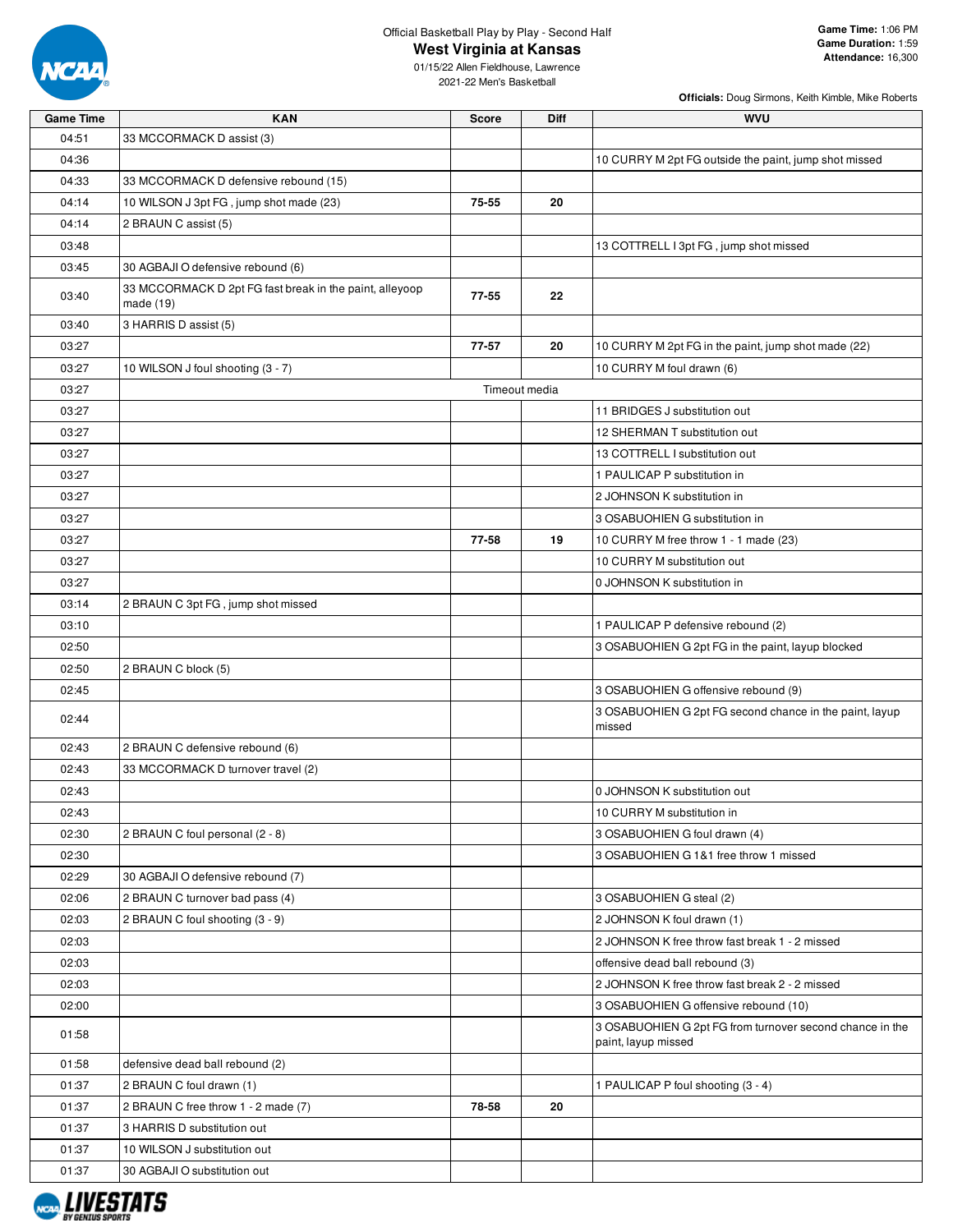Official Basketball Play by Play - Second Half

# West Virginia at Kansas

01/15/22 Allen Fieldhouse, Lawrence
2021-22 Men's Basketball

**Game Time:** 1:06 PM
**Game Duration:** 1:59
**Attendance:** 16,300

**Officials:** Doug Sirmons, Keith Kimble, Mike Roberts

| Game Time | KAN | Score | Diff | WVU |
|---|---|---|---|---|
| 04:51 | 33 MCCORMACK D assist (3) | | | |
| 04:36 | | | | 10 CURRY M 2pt FG outside the paint, jump shot missed |
| 04:33 | 33 MCCORMACK D defensive rebound (15) | | | |
| 04:14 | 10 WILSON J 3pt FG , jump shot made (23) | 75-55 | 20 | |
| 04:14 | 2 BRAUN C assist (5) | | | |
| 03:48 | | | | 13 COTTRELL I 3pt FG , jump shot missed |
| 03:45 | 30 AGBAJI O defensive rebound (6) | | | |
| 03:40 | 33 MCCORMACK D 2pt FG fast break in the paint, alleyoop made (19) | 77-55 | 22 | |
| 03:40 | 3 HARRIS D assist (5) | | | |
| 03:27 | | 77-57 | 20 | 10 CURRY M 2pt FG in the paint, jump shot made (22) |
| 03:27 | 10 WILSON J foul shooting (3 - 7) | | | 10 CURRY M foul drawn (6) |
| 03:27 | Timeout media | | | |
| 03:27 | | | | 11 BRIDGES J substitution out |
| 03:27 | | | | 12 SHERMAN T substitution out |
| 03:27 | | | | 13 COTTRELL I substitution out |
| 03:27 | | | | 1 PAULICAP P substitution in |
| 03:27 | | | | 2 JOHNSON K substitution in |
| 03:27 | | | | 3 OSABUOHIEN G substitution in |
| 03:27 | | 77-58 | 19 | 10 CURRY M free throw 1 - 1 made (23) |
| 03:27 | | | | 10 CURRY M substitution out |
| 03:27 | | | | 0 JOHNSON K substitution in |
| 03:14 | 2 BRAUN C 3pt FG , jump shot missed | | | |
| 03:10 | | | | 1 PAULICAP P defensive rebound (2) |
| 02:50 | | | | 3 OSABUOHIEN G 2pt FG in the paint, layup blocked |
| 02:50 | 2 BRAUN C block (5) | | | |
| 02:45 | | | | 3 OSABUOHIEN G offensive rebound (9) |
| 02:44 | | | | 3 OSABUOHIEN G 2pt FG second chance in the paint, layup missed |
| 02:43 | 2 BRAUN C defensive rebound (6) | | | |
| 02:43 | 33 MCCORMACK D turnover travel (2) | | | |
| 02:43 | | | | 0 JOHNSON K substitution out |
| 02:43 | | | | 10 CURRY M substitution in |
| 02:30 | 2 BRAUN C foul personal (2 - 8) | | | 3 OSABUOHIEN G foul drawn (4) |
| 02:30 | | | | 3 OSABUOHIEN G 1&1 free throw 1 missed |
| 02:29 | 30 AGBAJI O defensive rebound (7) | | | |
| 02:06 | 2 BRAUN C turnover bad pass (4) | | | 3 OSABUOHIEN G steal (2) |
| 02:03 | 2 BRAUN C foul shooting (3 - 9) | | | 2 JOHNSON K foul drawn (1) |
| 02:03 | | | | 2 JOHNSON K free throw fast break 1 - 2 missed |
| 02:03 | | | | offensive dead ball rebound (3) |
| 02:03 | | | | 2 JOHNSON K free throw fast break 2 - 2 missed |
| 02:00 | | | | 3 OSABUOHIEN G offensive rebound (10) |
| 01:58 | | | | 3 OSABUOHIEN G 2pt FG from turnover second chance in the paint, layup missed |
| 01:58 | defensive dead ball rebound (2) | | | |
| 01:37 | 2 BRAUN C foul drawn (1) | | | 1 PAULICAP P foul shooting (3 - 4) |
| 01:37 | 2 BRAUN C free throw 1 - 2 made (7) | 78-58 | 20 | |
| 01:37 | 3 HARRIS D substitution out | | | |
| 01:37 | 10 WILSON J substitution out | | | |
| 01:37 | 30 AGBAJI O substitution out | | | |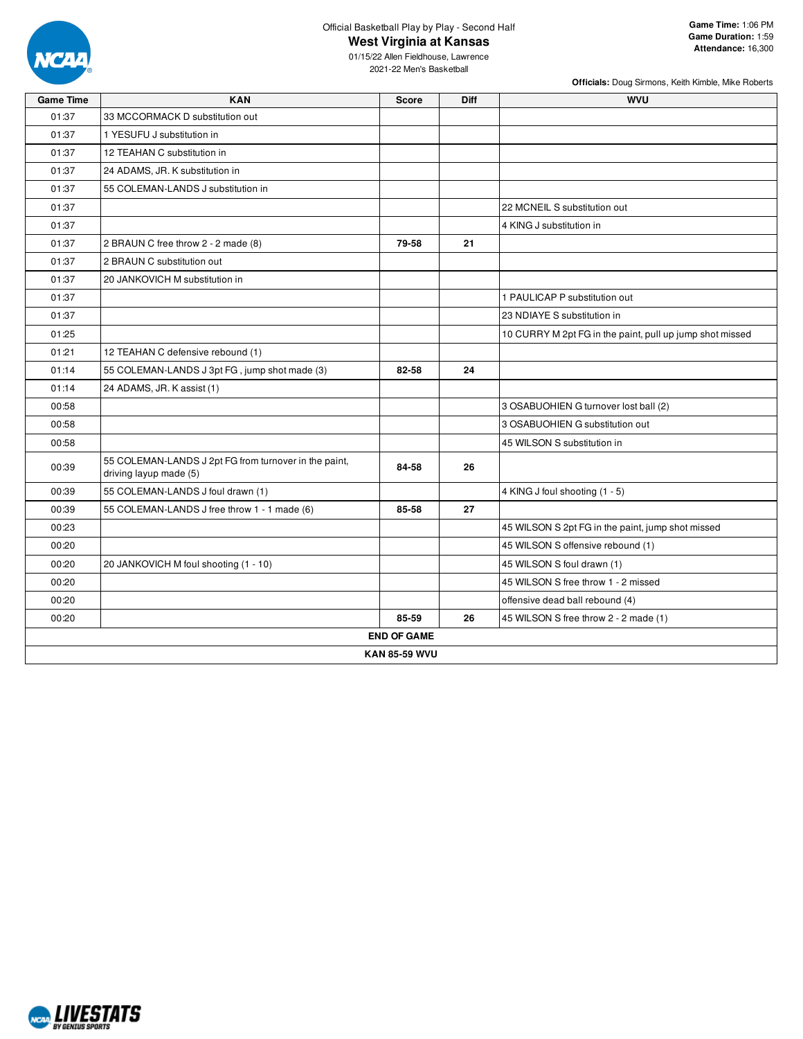Official Basketball Play by Play - Second Half

# West Virginia at Kansas

01/15/22 Allen Fieldhouse, Lawrence
2021-22 Men's Basketball

**Game Time:** 1:06 PM
**Game Duration:** 1:59
**Attendance:** 16,300

**Officials:** Doug Sirmons, Keith Kimble, Mike Roberts

| Game Time | KAN | Score | Diff | WVU |
|---|---|---|---|---|
| 01:37 | 33 MCCORMACK D substitution out | | | |
| 01:37 | 1 YESUFU J substitution in | | | |
| 01:37 | 12 TEAHAN C substitution in | | | |
| 01:37 | 24 ADAMS, JR. K substitution in | | | |
| 01:37 | 55 COLEMAN-LANDS J substitution in | | | |
| 01:37 | | | | 22 MCNEIL S substitution out |
| 01:37 | | | | 4 KING J substitution in |
| 01:37 | 2 BRAUN C free throw 2 - 2 made (8) | 79-58 | 21 | |
| 01:37 | 2 BRAUN C substitution out | | | |
| 01:37 | 20 JANKOVICH M substitution in | | | |
| 01:37 | | | | 1 PAULICAP P substitution out |
| 01:37 | | | | 23 NDIAYE S substitution in |
| 01:25 | | | | 10 CURRY M 2pt FG in the paint, pull up jump shot missed |
| 01:21 | 12 TEAHAN C defensive rebound (1) | | | |
| 01:14 | 55 COLEMAN-LANDS J 3pt FG , jump shot made (3) | 82-58 | 24 | |
| 01:14 | 24 ADAMS, JR. K assist (1) | | | |
| 00:58 | | | | 3 OSABUOHIEN G turnover lost ball (2) |
| 00:58 | | | | 3 OSABUOHIEN G substitution out |
| 00:58 | | | | 45 WILSON S substitution in |
| 00:39 | 55 COLEMAN-LANDS J 2pt FG from turnover in the paint, driving layup made (5) | 84-58 | 26 | |
| 00:39 | 55 COLEMAN-LANDS J foul drawn (1) | | | 4 KING J foul shooting (1 - 5) |
| 00:39 | 55 COLEMAN-LANDS J free throw 1 - 1 made (6) | 85-58 | 27 | |
| 00:23 | | | | 45 WILSON S 2pt FG in the paint, jump shot missed |
| 00:20 | | | | 45 WILSON S offensive rebound (1) |
| 00:20 | 20 JANKOVICH M foul shooting (1 - 10) | | | 45 WILSON S foul drawn (1) |
| 00:20 | | | | 45 WILSON S free throw 1 - 2 missed |
| 00:20 | | | | offensive dead ball rebound (4) |
| 00:20 | | 85-59 | 26 | 45 WILSON S free throw 2 - 2 made (1) |
| **END OF GAME** | | | | |
| **KAN 85-59 WVU** | | | | |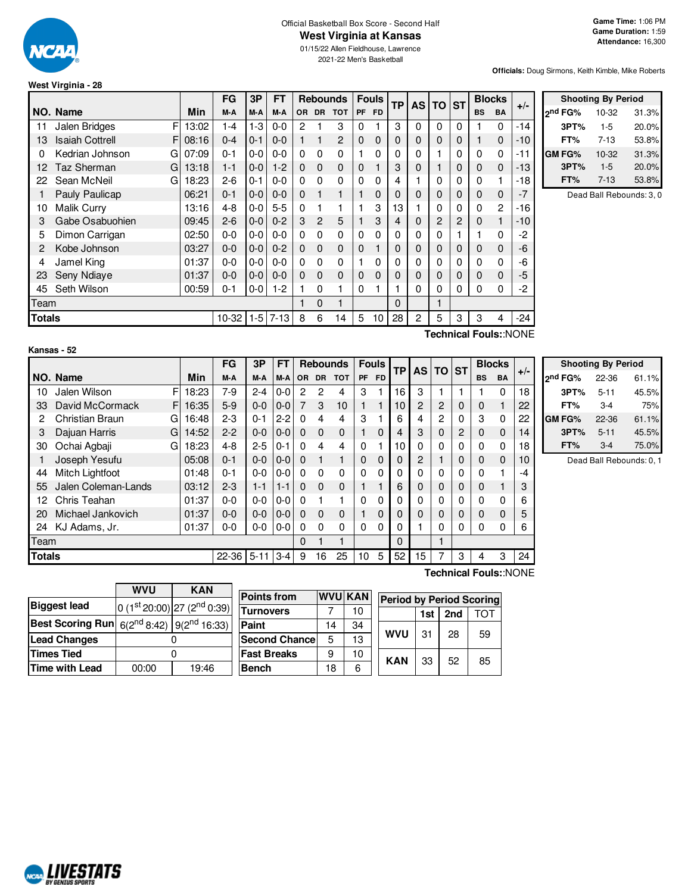Official Basketball Box Score - Second Half

# West Virginia at Kansas

01/15/22 Allen Fieldhouse, Lawrence

2021-22 Men's Basketball

**Game Time:** 1:06 PM
**Game Duration:** 1:59
**Attendance:** 16,300

**Officials:** Doug Sirmons, Keith Kimble, Mike Roberts

## West Virginia - 28

| NO. | Name | | Min | FG M-A | 3P M-A | FT M-A | OR | DR | TOT | PF | FD | TP | AS | TO | ST | BS | BA | +/- |
|---|---|---|---|---|---|---|---|---|---|---|---|---|---|---|---|---|---|---|
| 11 | Jalen Bridges | F | 13:02 | 1-4 | 1-3 | 0-0 | 2 | 1 | 3 | 0 | 1 | 3 | 0 | 0 | 0 | 1 | 0 | -14 |
| 13 | Isaiah Cottrell | F | 08:16 | 0-4 | 0-1 | 0-0 | 1 | 1 | 2 | 0 | 0 | 0 | 0 | 0 | 0 | 1 | 0 | -10 |
| 0 | Kedrian Johnson | G | 07:09 | 0-1 | 0-0 | 0-0 | 0 | 0 | 0 | 1 | 0 | 0 | 0 | 1 | 0 | 0 | 0 | -11 |
| 12 | Taz Sherman | G | 13:18 | 1-1 | 0-0 | 1-2 | 0 | 0 | 0 | 0 | 1 | 3 | 0 | 1 | 0 | 0 | 0 | -13 |
| 22 | Sean McNeil | G | 18:23 | 2-6 | 0-1 | 0-0 | 0 | 0 | 0 | 0 | 0 | 4 | 1 | 0 | 0 | 0 | 1 | -18 |
| 1 | Pauly Paulicap | | 06:21 | 0-1 | 0-0 | 0-0 | 0 | 1 | 1 | 1 | 0 | 0 | 0 | 0 | 0 | 0 | 0 | -7 |
| 10 | Malik Curry | | 13:16 | 4-8 | 0-0 | 5-5 | 0 | 1 | 1 | 1 | 3 | 13 | 1 | 0 | 0 | 0 | 2 | -16 |
| 3 | Gabe Osabuohien | | 09:45 | 2-6 | 0-0 | 0-2 | 3 | 2 | 5 | 1 | 3 | 4 | 0 | 2 | 2 | 0 | 1 | -10 |
| 5 | Dimon Carrigan | | 02:50 | 0-0 | 0-0 | 0-0 | 0 | 0 | 0 | 0 | 0 | 0 | 0 | 0 | 1 | 1 | 0 | -2 |
| 2 | Kobe Johnson | | 03:27 | 0-0 | 0-0 | 0-2 | 0 | 0 | 0 | 0 | 1 | 0 | 0 | 0 | 0 | 0 | 0 | -6 |
| 4 | Jamel King | | 01:37 | 0-0 | 0-0 | 0-0 | 0 | 0 | 0 | 1 | 0 | 0 | 0 | 0 | 0 | 0 | 0 | -6 |
| 23 | Seny Ndiaye | | 01:37 | 0-0 | 0-0 | 0-0 | 0 | 0 | 0 | 0 | 0 | 0 | 0 | 0 | 0 | 0 | 0 | -5 |
| 45 | Seth Wilson | | 00:59 | 0-1 | 0-0 | 1-2 | 1 | 0 | 1 | 0 | 1 | 1 | 0 | 0 | 0 | 0 | 0 | -2 |
| | Team | | | | | | 1 | 0 | 1 | | | 0 | | 1 | | | | |
| | **Totals** | | | 10-32 | 1-5 | 7-13 | 8 | 6 | 14 | 5 | 10 | 28 | 2 | 5 | 3 | 3 | 4 | -24 |

**Technical Fouls:**:NONE

| Shooting By Period | | |
|---|---|---|
| 2nd FG% | 10-32 | 31.3% |
| 3PT% | 1-5 | 20.0% |
| FT% | 7-13 | 53.8% |
| GM FG% | 10-32 | 31.3% |
| 3PT% | 1-5 | 20.0% |
| FT% | 7-13 | 53.8% |

Dead Ball Rebounds: 3, 0

## Kansas - 52

| NO. | Name | | Min | FG M-A | 3P M-A | FT M-A | OR | DR | TOT | PF | FD | TP | AS | TO | ST | BS | BA | +/- |
|---|---|---|---|---|---|---|---|---|---|---|---|---|---|---|---|---|---|---|
| 10 | Jalen Wilson | F | 18:23 | 7-9 | 2-4 | 0-0 | 2 | 2 | 4 | 3 | 1 | 16 | 3 | 1 | 1 | 1 | 0 | 18 |
| 33 | David McCormack | F | 16:35 | 5-9 | 0-0 | 0-0 | 7 | 3 | 10 | 1 | 1 | 10 | 2 | 2 | 0 | 0 | 1 | 22 |
| 2 | Christian Braun | G | 16:48 | 2-3 | 0-1 | 2-2 | 0 | 4 | 4 | 3 | 1 | 6 | 4 | 2 | 0 | 3 | 0 | 22 |
| 3 | Dajuan Harris | G | 14:52 | 2-2 | 0-0 | 0-0 | 0 | 0 | 0 | 1 | 0 | 4 | 3 | 0 | 2 | 0 | 0 | 14 |
| 30 | Ochai Agbaji | G | 18:23 | 4-8 | 2-5 | 0-1 | 0 | 4 | 4 | 0 | 1 | 10 | 0 | 0 | 0 | 0 | 0 | 18 |
| 1 | Joseph Yesufu | | 05:08 | 0-1 | 0-0 | 0-0 | 0 | 1 | 1 | 0 | 0 | 0 | 2 | 1 | 0 | 0 | 0 | 10 |
| 44 | Mitch Lightfoot | | 01:48 | 0-1 | 0-0 | 0-0 | 0 | 0 | 0 | 0 | 0 | 0 | 0 | 0 | 0 | 0 | 1 | -4 |
| 55 | Jalen Coleman-Lands | | 03:12 | 2-3 | 1-1 | 1-1 | 0 | 0 | 0 | 1 | 1 | 6 | 0 | 0 | 0 | 0 | 1 | 3 |
| 12 | Chris Teahan | | 01:37 | 0-0 | 0-0 | 0-0 | 0 | 1 | 1 | 0 | 0 | 0 | 0 | 0 | 0 | 0 | 0 | 6 |
| 20 | Michael Jankovich | | 01:37 | 0-0 | 0-0 | 0-0 | 0 | 0 | 0 | 1 | 0 | 0 | 0 | 0 | 0 | 0 | 0 | 5 |
| 24 | KJ Adams, Jr. | | 01:37 | 0-0 | 0-0 | 0-0 | 0 | 0 | 0 | 0 | 0 | 0 | 1 | 0 | 0 | 0 | 0 | 6 |
| | Team | | | | | | 0 | 1 | 1 | | | 0 | | 1 | | | | |
| | **Totals** | | | 22-36 | 5-11 | 3-4 | 9 | 16 | 25 | 10 | 5 | 52 | 15 | 7 | 3 | 4 | 3 | 24 |

**Technical Fouls:**:NONE

| Shooting By Period | | |
|---|---|---|
| 2nd FG% | 22-36 | 61.1% |
| 3PT% | 5-11 | 45.5% |
| FT% | 3-4 | 75% |
| GM FG% | 22-36 | 61.1% |
| 3PT% | 5-11 | 45.5% |
| FT% | 3-4 | 75.0% |

Dead Ball Rebounds: 0, 1

| | WVU | KAN |
|---|---|---|
| **Biggest lead** | 0 (1st 20:00) | 27 (2nd 0:39) |
| **Best Scoring Run** | 6(2nd 8:42) | 9(2nd 16:33) |
| **Lead Changes** | 0 | |
| **Times Tied** | 0 | |
| **Time with Lead** | 00:00 | 19:46 |

| Points from | WVU | KAN |
|---|---|---|
| Turnovers | 7 | 10 |
| Paint | 14 | 34 |
| Second Chance | 5 | 13 |
| Fast Breaks | 9 | 10 |
| Bench | 18 | 6 |

| Period by Period Scoring | 1st | 2nd | TOT |
|---|---|---|---|
| WVU | 31 | 28 | 59 |
| KAN | 33 | 52 | 85 |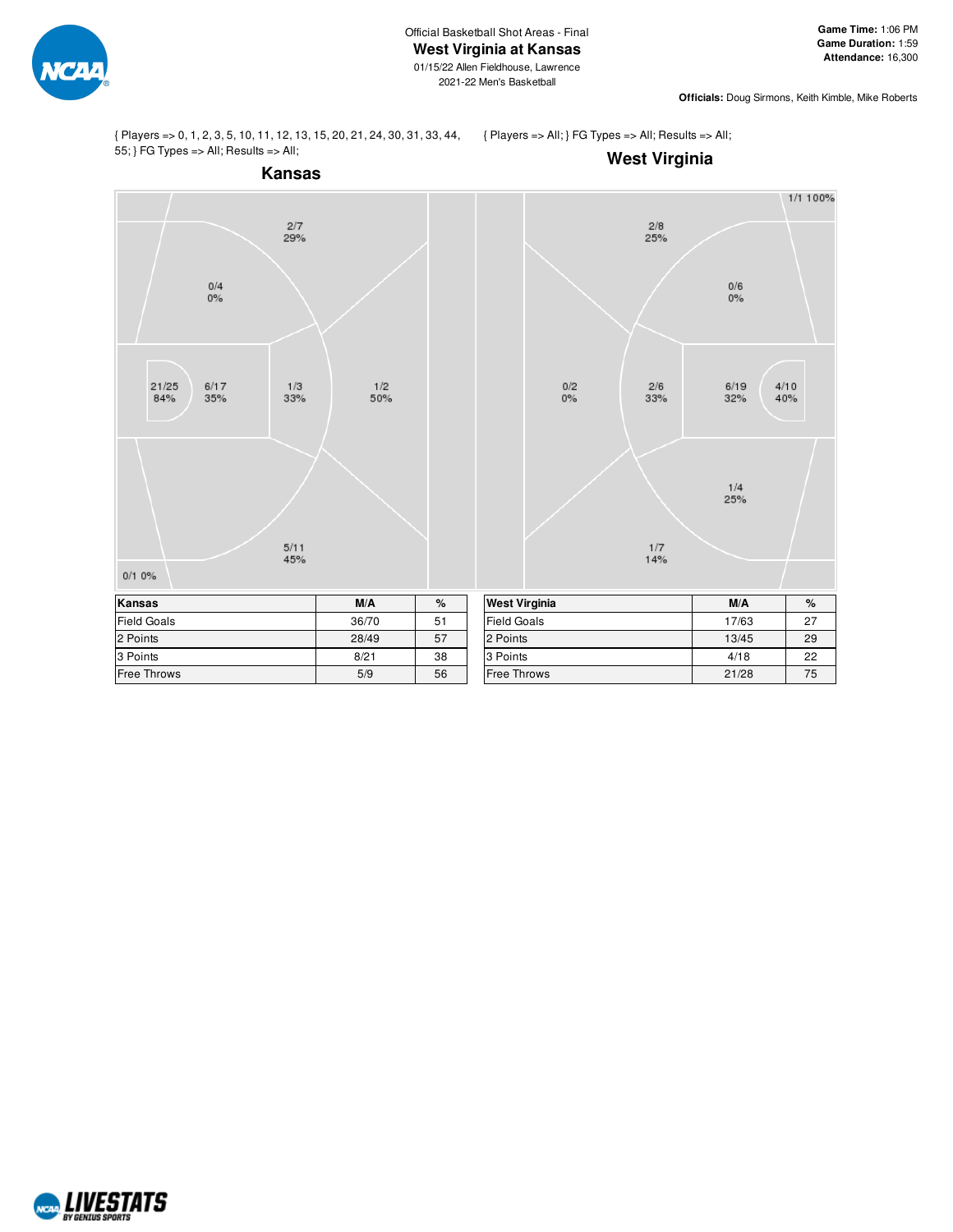Official Basketball Shot Areas - Final

# West Virginia at Kansas

01/15/22 Allen Fieldhouse, Lawrence

2021-22 Men's Basketball

**Game Time:** 1:06 PM
**Game Duration:** 1:59
**Attendance:** 16,300

**Officials:** Doug Sirmons, Keith Kimble, Mike Roberts

{ Players => 0, 1, 2, 3, 5, 10, 11, 12, 13, 15, 20, 21, 24, 30, 31, 33, 44, 55; } FG Types => All; Results => All;

## Kansas

2/7 29%

0/4 0%

21/25 84%

6/17 35%

1/3 33%

1/2 50%

5/11 45%

0/1 0%

{ Players => All; } FG Types => All; Results => All;

## West Virginia

1/1 100%

2/8 25%

0/6 0%

0/2 0%

2/6 33%

6/19 32%

4/10 40%

1/4 25%

1/7 14%

| Kansas | M/A | % |
| --- | --- | --- |
| Field Goals | 36/70 | 51 |
| 2 Points | 28/49 | 57 |
| 3 Points | 8/21 | 38 |
| Free Throws | 5/9 | 56 |

| West Virginia | M/A | % |
| --- | --- | --- |
| Field Goals | 17/63 | 27 |
| 2 Points | 13/45 | 29 |
| 3 Points | 4/18 | 22 |
| Free Throws | 21/28 | 75 |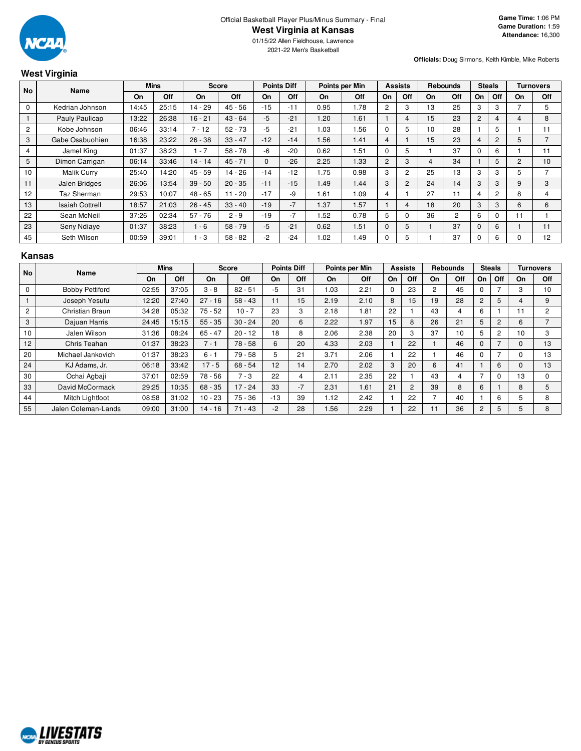Official Basketball Player Plus/Minus Summary - Final

# West Virginia at Kansas

01/15/22 Allen Fieldhouse, Lawrence

2021-22 Men's Basketball

**Game Time:** 1:06 PM
**Game Duration:** 1:59
**Attendance:** 16,300

**Officials:** Doug Sirmons, Keith Kimble, Mike Roberts

## West Virginia

| No | Name | Mins | | Score | | Points Diff | | Points per Min | | Assists | | Rebounds | | Steals | | Turnovers | |
|---|---|---|---|---|---|---|---|---|---|---|---|---|---|---|---|---|---|
| | | On | Off | On | Off | On | Off | On | Off | On | Off | On | Off | On | Off | On | Off |
| 0 | Kedrian Johnson | 14:45 | 25:15 | 14 - 29 | 45 - 56 | -15 | -11 | 0.95 | 1.78 | 2 | 3 | 13 | 25 | 3 | 3 | 7 | 5 |
| 1 | Pauly Paulicap | 13:22 | 26:38 | 16 - 21 | 43 - 64 | -5 | -21 | 1.20 | 1.61 | 1 | 4 | 15 | 23 | 2 | 4 | 4 | 8 |
| 2 | Kobe Johnson | 06:46 | 33:14 | 7 - 12 | 52 - 73 | -5 | -21 | 1.03 | 1.56 | 0 | 5 | 10 | 28 | 1 | 5 | 1 | 11 |
| 3 | Gabe Osabuohien | 16:38 | 23:22 | 26 - 38 | 33 - 47 | -12 | -14 | 1.56 | 1.41 | 4 | 1 | 15 | 23 | 4 | 2 | 5 | 7 |
| 4 | Jamel King | 01:37 | 38:23 | 1 - 7 | 58 - 78 | -6 | -20 | 0.62 | 1.51 | 0 | 5 | 1 | 37 | 0 | 6 | 1 | 11 |
| 5 | Dimon Carrigan | 06:14 | 33:46 | 14 - 14 | 45 - 71 | 0 | -26 | 2.25 | 1.33 | 2 | 3 | 4 | 34 | 1 | 5 | 2 | 10 |
| 10 | Malik Curry | 25:40 | 14:20 | 45 - 59 | 14 - 26 | -14 | -12 | 1.75 | 0.98 | 3 | 2 | 25 | 13 | 3 | 3 | 5 | 7 |
| 11 | Jalen Bridges | 26:06 | 13:54 | 39 - 50 | 20 - 35 | -11 | -15 | 1.49 | 1.44 | 3 | 2 | 24 | 14 | 3 | 3 | 9 | 3 |
| 12 | Taz Sherman | 29:53 | 10:07 | 48 - 65 | 11 - 20 | -17 | -9 | 1.61 | 1.09 | 4 | 1 | 27 | 11 | 4 | 2 | 8 | 4 |
| 13 | Isaiah Cottrell | 18:57 | 21:03 | 26 - 45 | 33 - 40 | -19 | -7 | 1.37 | 1.57 | 1 | 4 | 18 | 20 | 3 | 3 | 6 | 6 |
| 22 | Sean McNeil | 37:26 | 02:34 | 57 - 76 | 2 - 9 | -19 | -7 | 1.52 | 0.78 | 5 | 0 | 36 | 2 | 6 | 0 | 11 | 1 |
| 23 | Seny Ndiaye | 01:37 | 38:23 | 1 - 6 | 58 - 79 | -5 | -21 | 0.62 | 1.51 | 0 | 5 | 1 | 37 | 0 | 6 | 1 | 11 |
| 45 | Seth Wilson | 00:59 | 39:01 | 1 - 3 | 58 - 82 | -2 | -24 | 1.02 | 1.49 | 0 | 5 | 1 | 37 | 0 | 6 | 0 | 12 |

## Kansas

| No | Name | Mins | | Score | | Points Diff | | Points per Min | | Assists | | Rebounds | | Steals | | Turnovers | |
|---|---|---|---|---|---|---|---|---|---|---|---|---|---|---|---|---|---|
| | | On | Off | On | Off | On | Off | On | Off | On | Off | On | Off | On | Off | On | Off |
| 0 | Bobby Pettiford | 02:55 | 37:05 | 3 - 8 | 82 - 51 | -5 | 31 | 1.03 | 2.21 | 0 | 23 | 2 | 45 | 0 | 7 | 3 | 10 |
| 1 | Joseph Yesufu | 12:20 | 27:40 | 27 - 16 | 58 - 43 | 11 | 15 | 2.19 | 2.10 | 8 | 15 | 19 | 28 | 2 | 5 | 4 | 9 |
| 2 | Christian Braun | 34:28 | 05:32 | 75 - 52 | 10 - 7 | 23 | 3 | 2.18 | 1.81 | 22 | 1 | 43 | 4 | 6 | 1 | 11 | 2 |
| 3 | Dajuan Harris | 24:45 | 15:15 | 55 - 35 | 30 - 24 | 20 | 6 | 2.22 | 1.97 | 15 | 8 | 26 | 21 | 5 | 2 | 6 | 7 |
| 10 | Jalen Wilson | 31:36 | 08:24 | 65 - 47 | 20 - 12 | 18 | 8 | 2.06 | 2.38 | 20 | 3 | 37 | 10 | 5 | 2 | 10 | 3 |
| 12 | Chris Teahan | 01:37 | 38:23 | 7 - 1 | 78 - 58 | 6 | 20 | 4.33 | 2.03 | 1 | 22 | 1 | 46 | 0 | 7 | 0 | 13 |
| 20 | Michael Jankovich | 01:37 | 38:23 | 6 - 1 | 79 - 58 | 5 | 21 | 3.71 | 2.06 | 1 | 22 | 1 | 46 | 0 | 7 | 0 | 13 |
| 24 | KJ Adams, Jr. | 06:18 | 33:42 | 17 - 5 | 68 - 54 | 12 | 14 | 2.70 | 2.02 | 3 | 20 | 6 | 41 | 1 | 6 | 0 | 13 |
| 30 | Ochai Agbaji | 37:01 | 02:59 | 78 - 56 | 7 - 3 | 22 | 4 | 2.11 | 2.35 | 22 | 1 | 43 | 4 | 7 | 0 | 13 | 0 |
| 33 | David McCormack | 29:25 | 10:35 | 68 - 35 | 17 - 24 | 33 | -7 | 2.31 | 1.61 | 21 | 2 | 39 | 8 | 6 | 1 | 8 | 5 |
| 44 | Mitch Lightfoot | 08:58 | 31:02 | 10 - 23 | 75 - 36 | -13 | 39 | 1.12 | 2.42 | 1 | 22 | 7 | 40 | 1 | 6 | 5 | 8 |
| 55 | Jalen Coleman-Lands | 09:00 | 31:00 | 14 - 16 | 71 - 43 | -2 | 28 | 1.56 | 2.29 | 1 | 22 | 11 | 36 | 2 | 5 | 5 | 8 |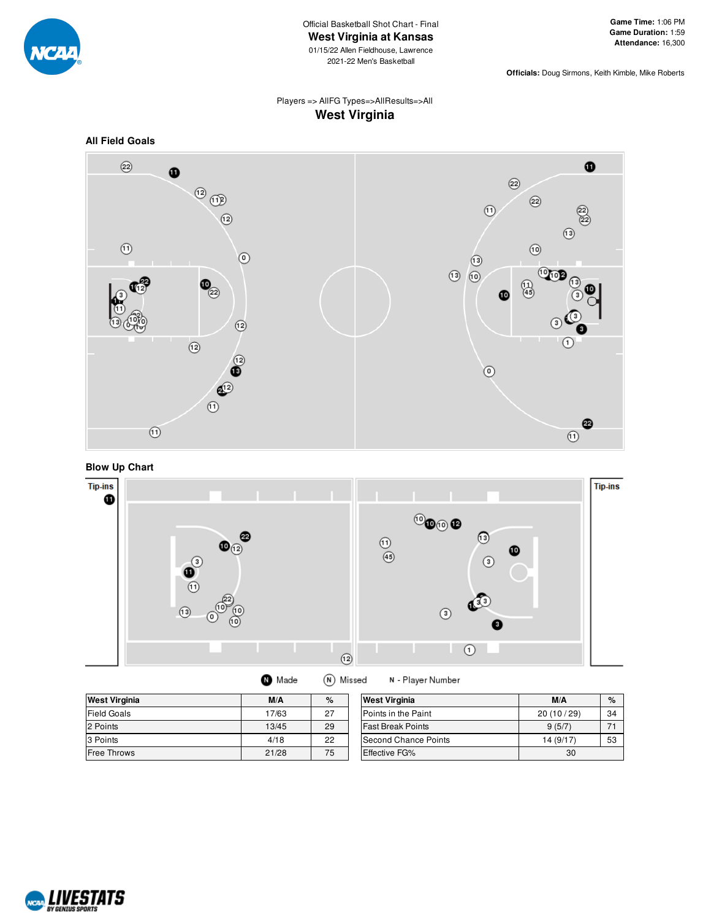Official Basketball Shot Chart - Final

# West Virginia at Kansas

01/15/22 Allen Fieldhouse, Lawrence

2021-22 Men's Basketball

**Game Time:** 1:06 PM
**Game Duration:** 1:59
**Attendance:** 16,300

**Officials:** Doug Sirmons, Keith Kimble, Mike Roberts

Players => AllFG Types=>AllResults=>All

## West Virginia

### All Field Goals

### Blow Up Chart

Tip-ins

Tip-ins

Made | Missed | N - Player Number

| West Virginia | M/A | % |
|---|---|---|
| Field Goals | 17/63 | 27 |
| 2 Points | 13/45 | 29 |
| 3 Points | 4/18 | 22 |
| Free Throws | 21/28 | 75 |

| West Virginia | M/A | % |
|---|---|---|
| Points in the Paint | 20 (10 / 29) | 34 |
| Fast Break Points | 9 (5/7) | 71 |
| Second Chance Points | 14 (9/17) | 53 |
| Effective FG% | 30 | |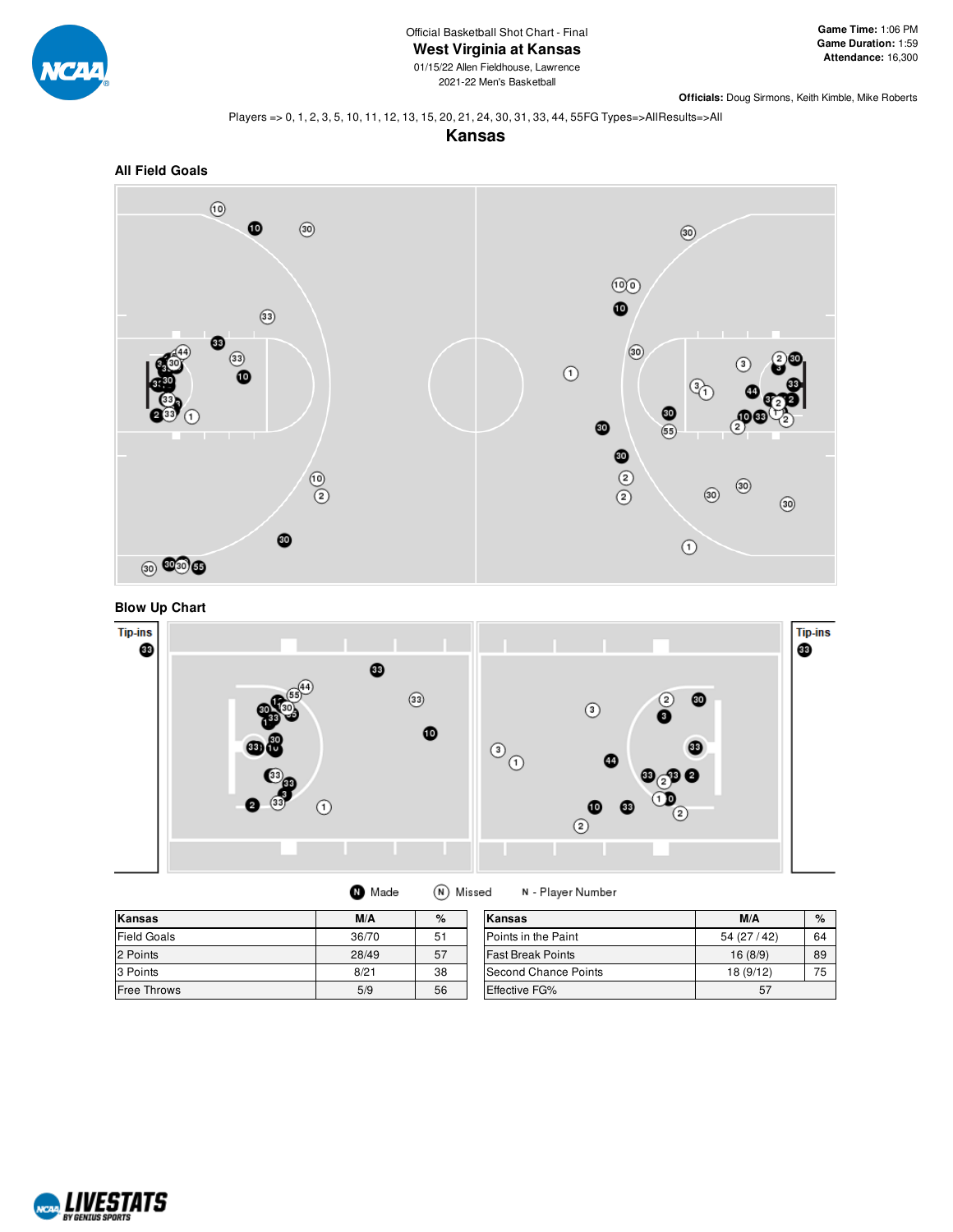Official Basketball Shot Chart - Final

# West Virginia at Kansas

01/15/22 Allen Fieldhouse, Lawrence

2021-22 Men's Basketball

**Game Time:** 1:06 PM
**Game Duration:** 1:59
**Attendance:** 16,300

**Officials:** Doug Sirmons, Keith Kimble, Mike Roberts

Players => 0, 1, 2, 3, 5, 10, 11, 12, 13, 15, 20, 21, 24, 30, 31, 33, 44, 55FG Types=>AllResults=>All

## Kansas

### All Field Goals

### Blow Up Chart

Tip-ins

Tip-ins

N Made   N Missed   N - Player Number

| Kansas | M/A | % |
|---|---|---|
| Field Goals | 36/70 | 51 |
| 2 Points | 28/49 | 57 |
| 3 Points | 8/21 | 38 |
| Free Throws | 5/9 | 56 |

| Kansas | M/A | % |
|---|---|---|
| Points in the Paint | 54 (27 / 42) | 64 |
| Fast Break Points | 16 (8/9) | 89 |
| Second Chance Points | 18 (9/12) | 75 |
| Effective FG% | 57 | |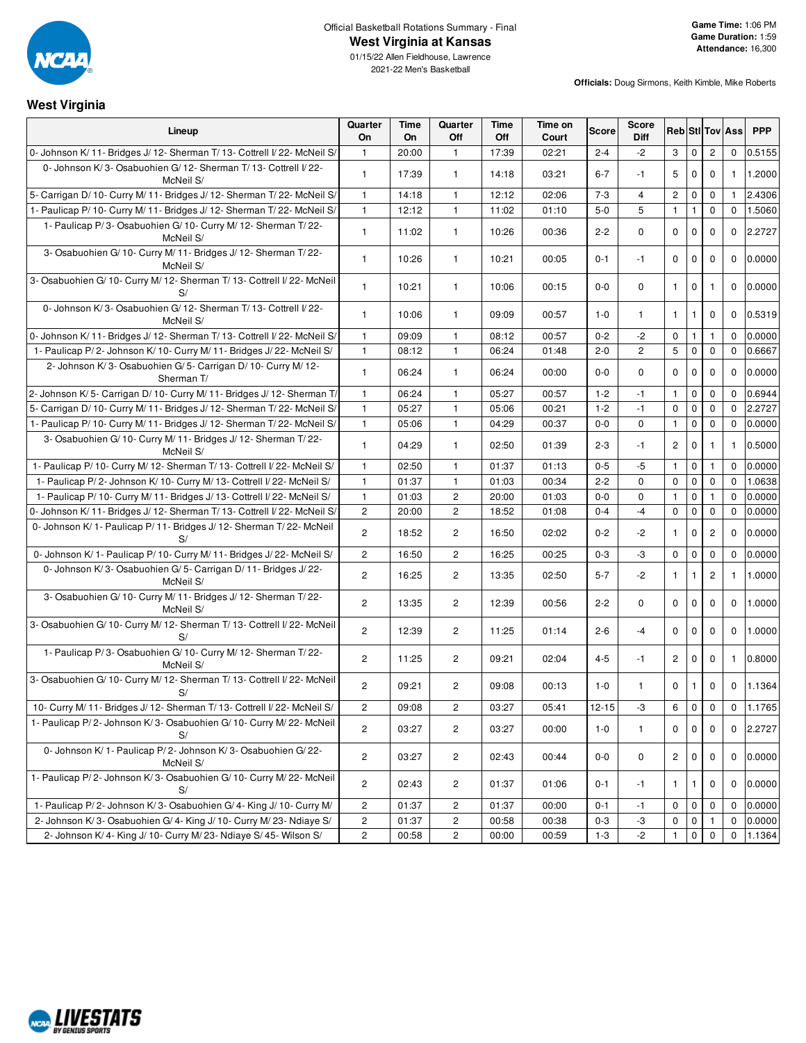Official Basketball Rotations Summary - Final

# West Virginia at Kansas

01/15/22 Allen Fieldhouse, Lawrence

2021-22 Men's Basketball

**Game Time:** 1:06 PM
**Game Duration:** 1:59
**Attendance:** 16,300

**Officials:** Doug Sirmons, Keith Kimble, Mike Roberts

## West Virginia

| Lineup | Quarter On | Time On | Quarter Off | Time Off | Time on Court | Score | Score Diff | Reb | Stl | Tov | Ass | PPP |
|---|---|---|---|---|---|---|---|---|---|---|---|---|
| 0- Johnson K/ 11- Bridges J/ 12- Sherman T/ 13- Cottrell I/ 22- McNeil S/ | 1 | 20:00 | 1 | 17:39 | 02:21 | 2-4 | -2 | 3 | 0 | 2 | 0 | 0.5155 |
| 0- Johnson K/ 3- Osabuohien G/ 12- Sherman T/ 13- Cottrell I/ 22- McNeil S/ | 1 | 17:39 | 1 | 14:18 | 03:21 | 6-7 | -1 | 5 | 0 | 0 | 1 | 1.2000 |
| 5- Carrigan D/ 10- Curry M/ 11- Bridges J/ 12- Sherman T/ 22- McNeil S/ | 1 | 14:18 | 1 | 12:12 | 02:06 | 7-3 | 4 | 2 | 0 | 0 | 1 | 2.4306 |
| 1- Paulicap P/ 10- Curry M/ 11- Bridges J/ 12- Sherman T/ 22- McNeil S/ | 1 | 12:12 | 1 | 11:02 | 01:10 | 5-0 | 5 | 1 | 1 | 0 | 0 | 1.5060 |
| 1- Paulicap P/ 3- Osabuohien G/ 10- Curry M/ 12- Sherman T/ 22- McNeil S/ | 1 | 11:02 | 1 | 10:26 | 00:36 | 2-2 | 0 | 0 | 0 | 0 | 0 | 2.2727 |
| 3- Osabuohien G/ 10- Curry M/ 11- Bridges J/ 12- Sherman T/ 22- McNeil S/ | 1 | 10:26 | 1 | 10:21 | 00:05 | 0-1 | -1 | 0 | 0 | 0 | 0 | 0.0000 |
| 3- Osabuohien G/ 10- Curry M/ 12- Sherman T/ 13- Cottrell I/ 22- McNeil S/ | 1 | 10:21 | 1 | 10:06 | 00:15 | 0-0 | 0 | 1 | 0 | 1 | 0 | 0.0000 |
| 0- Johnson K/ 3- Osabuohien G/ 12- Sherman T/ 13- Cottrell I/ 22- McNeil S/ | 1 | 10:06 | 1 | 09:09 | 00:57 | 1-0 | 1 | 1 | 1 | 0 | 0 | 0.5319 |
| 0- Johnson K/ 11- Bridges J/ 12- Sherman T/ 13- Cottrell I/ 22- McNeil S/ | 1 | 09:09 | 1 | 08:12 | 00:57 | 0-2 | -2 | 0 | 1 | 1 | 0 | 0.0000 |
| 1- Paulicap P/ 2- Johnson K/ 10- Curry M/ 11- Bridges J/ 22- McNeil S/ | 1 | 08:12 | 1 | 06:24 | 01:48 | 2-0 | 2 | 5 | 0 | 0 | 0 | 0.6667 |
| 2- Johnson K/ 3- Osabuohien G/ 5- Carrigan D/ 10- Curry M/ 12- Sherman T/ | 1 | 06:24 | 1 | 06:24 | 00:00 | 0-0 | 0 | 0 | 0 | 0 | 0 | 0.0000 |
| 2- Johnson K/ 5- Carrigan D/ 10- Curry M/ 11- Bridges J/ 12- Sherman T/ | 1 | 06:24 | 1 | 05:27 | 00:57 | 1-2 | -1 | 1 | 0 | 0 | 0 | 0.6944 |
| 5- Carrigan D/ 10- Curry M/ 11- Bridges J/ 12- Sherman T/ 22- McNeil S/ | 1 | 05:27 | 1 | 05:06 | 00:21 | 1-2 | -1 | 0 | 0 | 0 | 0 | 2.2727 |
| 1- Paulicap P/ 10- Curry M/ 11- Bridges J/ 12- Sherman T/ 22- McNeil S/ | 1 | 05:06 | 1 | 04:29 | 00:37 | 0-0 | 0 | 1 | 0 | 0 | 0 | 0.0000 |
| 3- Osabuohien G/ 10- Curry M/ 11- Bridges J/ 12- Sherman T/ 22- McNeil S/ | 1 | 04:29 | 1 | 02:50 | 01:39 | 2-3 | -1 | 2 | 0 | 1 | 1 | 0.5000 |
| 1- Paulicap P/ 10- Curry M/ 12- Sherman T/ 13- Cottrell I/ 22- McNeil S/ | 1 | 02:50 | 1 | 01:37 | 01:13 | 0-5 | -5 | 1 | 0 | 1 | 0 | 0.0000 |
| 1- Paulicap P/ 2- Johnson K/ 10- Curry M/ 13- Cottrell I/ 22- McNeil S/ | 1 | 01:37 | 1 | 01:03 | 00:34 | 2-2 | 0 | 0 | 0 | 0 | 0 | 1.0638 |
| 1- Paulicap P/ 10- Curry M/ 11- Bridges J/ 13- Cottrell I/ 22- McNeil S/ | 1 | 01:03 | 2 | 20:00 | 01:03 | 0-0 | 0 | 1 | 0 | 1 | 0 | 0.0000 |
| 0- Johnson K/ 11- Bridges J/ 12- Sherman T/ 13- Cottrell I/ 22- McNeil S/ | 2 | 20:00 | 2 | 18:52 | 01:08 | 0-4 | -4 | 0 | 0 | 0 | 0 | 0.0000 |
| 0- Johnson K/ 1- Paulicap P/ 11- Bridges J/ 12- Sherman T/ 22- McNeil S/ | 2 | 18:52 | 2 | 16:50 | 02:02 | 0-2 | -2 | 1 | 0 | 2 | 0 | 0.0000 |
| 0- Johnson K/ 1- Paulicap P/ 10- Curry M/ 11- Bridges J/ 22- McNeil S/ | 2 | 16:50 | 2 | 16:25 | 00:25 | 0-3 | -3 | 0 | 0 | 0 | 0 | 0.0000 |
| 0- Johnson K/ 3- Osabuohien G/ 5- Carrigan D/ 11- Bridges J/ 22- McNeil S/ | 2 | 16:25 | 2 | 13:35 | 02:50 | 5-7 | -2 | 1 | 1 | 2 | 1 | 1.0000 |
| 3- Osabuohien G/ 10- Curry M/ 11- Bridges J/ 12- Sherman T/ 22- McNeil S/ | 2 | 13:35 | 2 | 12:39 | 00:56 | 2-2 | 0 | 0 | 0 | 0 | 0 | 1.0000 |
| 3- Osabuohien G/ 10- Curry M/ 12- Sherman T/ 13- Cottrell I/ 22- McNeil S/ | 2 | 12:39 | 2 | 11:25 | 01:14 | 2-6 | -4 | 0 | 0 | 0 | 0 | 1.0000 |
| 1- Paulicap P/ 3- Osabuohien G/ 10- Curry M/ 12- Sherman T/ 22- McNeil S/ | 2 | 11:25 | 2 | 09:21 | 02:04 | 4-5 | -1 | 2 | 0 | 0 | 1 | 0.8000 |
| 3- Osabuohien G/ 10- Curry M/ 12- Sherman T/ 13- Cottrell I/ 22- McNeil S/ | 2 | 09:21 | 2 | 09:08 | 00:13 | 1-0 | 1 | 0 | 1 | 0 | 0 | 1.1364 |
| 10- Curry M/ 11- Bridges J/ 12- Sherman T/ 13- Cottrell I/ 22- McNeil S/ | 2 | 09:08 | 2 | 03:27 | 05:41 | 12-15 | -3 | 6 | 0 | 0 | 0 | 1.1765 |
| 1- Paulicap P/ 2- Johnson K/ 3- Osabuohien G/ 10- Curry M/ 22- McNeil S/ | 2 | 03:27 | 2 | 03:27 | 00:00 | 1-0 | 1 | 0 | 0 | 0 | 0 | 2.2727 |
| 0- Johnson K/ 1- Paulicap P/ 2- Johnson K/ 3- Osabuohien G/ 22- McNeil S/ | 2 | 03:27 | 2 | 02:43 | 00:44 | 0-0 | 0 | 2 | 0 | 0 | 0 | 0.0000 |
| 1- Paulicap P/ 2- Johnson K/ 3- Osabuohien G/ 10- Curry M/ 22- McNeil S/ | 2 | 02:43 | 2 | 01:37 | 01:06 | 0-1 | -1 | 1 | 1 | 0 | 0 | 0.0000 |
| 1- Paulicap P/ 2- Johnson K/ 3- Osabuohien G/ 4- King J/ 10- Curry M/ | 2 | 01:37 | 2 | 01:37 | 00:00 | 0-1 | -1 | 0 | 0 | 0 | 0 | 0.0000 |
| 2- Johnson K/ 3- Osabuohien G/ 4- King J/ 10- Curry M/ 23- Ndiaye S/ | 2 | 01:37 | 2 | 00:58 | 00:38 | 0-3 | -3 | 0 | 0 | 1 | 0 | 0.0000 |
| 2- Johnson K/ 4- King J/ 10- Curry M/ 23- Ndiaye S/ 45- Wilson S/ | 2 | 00:58 | 2 | 00:00 | 00:59 | 1-3 | -2 | 1 | 0 | 0 | 0 | 1.1364 |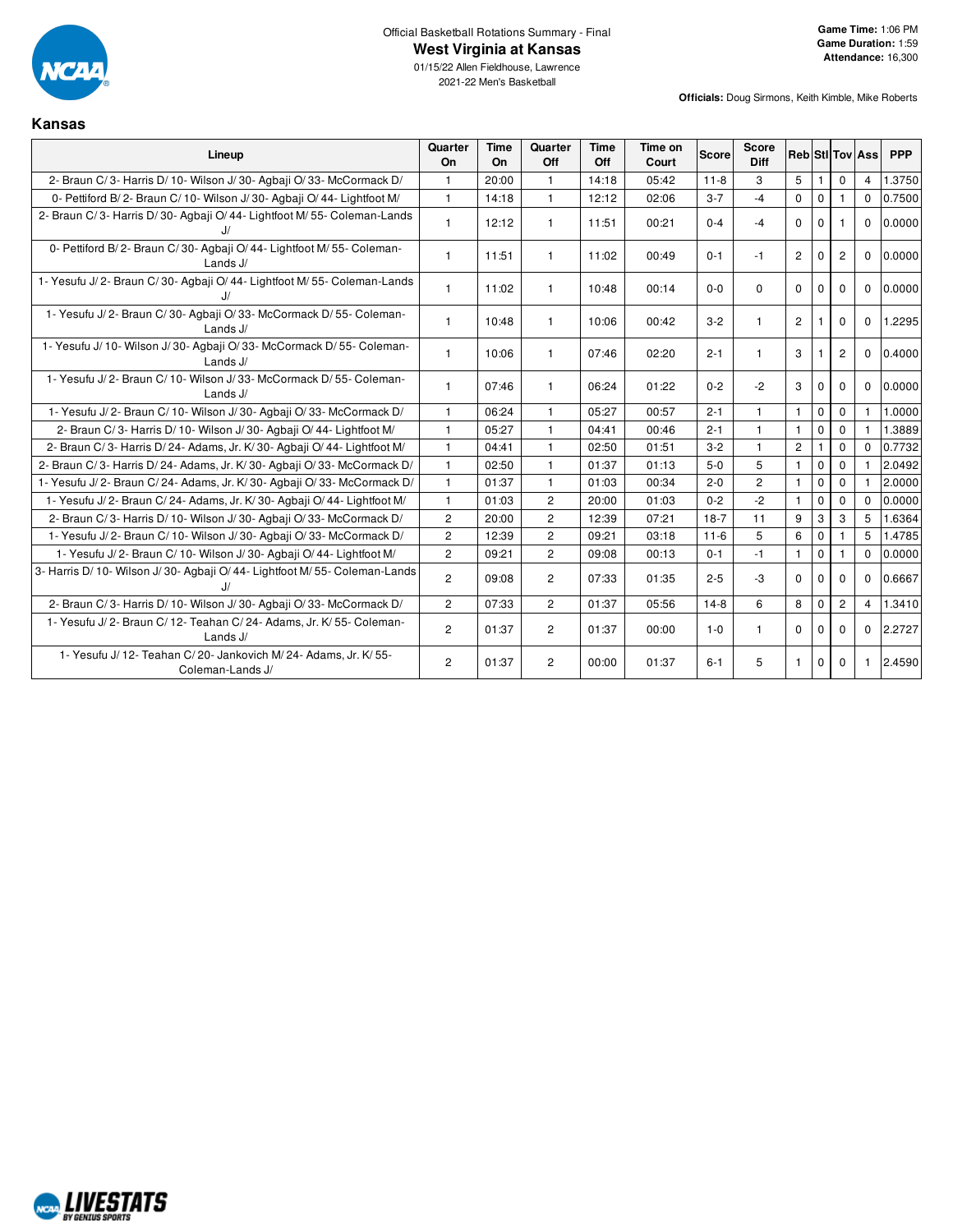Official Basketball Rotations Summary - Final

# West Virginia at Kansas

01/15/22 Allen Fieldhouse, Lawrence
2021-22 Men's Basketball

**Game Time:** 1:06 PM
**Game Duration:** 1:59
**Attendance:** 16,300

**Officials:** Doug Sirmons, Keith Kimble, Mike Roberts

## Kansas

| Lineup | Quarter On | Time On | Quarter Off | Time Off | Time on Court | Score | Score Diff | Reb | Stl | Tov | Ass | PPP |
|---|---|---|---|---|---|---|---|---|---|---|---|---|
| 2- Braun C/ 3- Harris D/ 10- Wilson J/ 30- Agbaji O/ 33- McCormack D/ | 1 | 20:00 | 1 | 14:18 | 05:42 | 11-8 | 3 | 5 | 1 | 0 | 4 | 1.3750 |
| 0- Pettiford B/ 2- Braun C/ 10- Wilson J/ 30- Agbaji O/ 44- Lightfoot M/ | 1 | 14:18 | 1 | 12:12 | 02:06 | 3-7 | -4 | 0 | 0 | 1 | 0 | 0.7500 |
| 2- Braun C/ 3- Harris D/ 30- Agbaji O/ 44- Lightfoot M/ 55- Coleman-Lands J/ | 1 | 12:12 | 1 | 11:51 | 00:21 | 0-4 | -4 | 0 | 0 | 1 | 0 | 0.0000 |
| 0- Pettiford B/ 2- Braun C/ 30- Agbaji O/ 44- Lightfoot M/ 55- Coleman-Lands J/ | 1 | 11:51 | 1 | 11:02 | 00:49 | 0-1 | -1 | 2 | 0 | 2 | 0 | 0.0000 |
| 1- Yesufu J/ 2- Braun C/ 30- Agbaji O/ 44- Lightfoot M/ 55- Coleman-Lands J/ | 1 | 11:02 | 1 | 10:48 | 00:14 | 0-0 | 0 | 0 | 0 | 0 | 0 | 0.0000 |
| 1- Yesufu J/ 2- Braun C/ 30- Agbaji O/ 33- McCormack D/ 55- Coleman-Lands J/ | 1 | 10:48 | 1 | 10:06 | 00:42 | 3-2 | 1 | 2 | 1 | 0 | 0 | 1.2295 |
| 1- Yesufu J/ 10- Wilson J/ 30- Agbaji O/ 33- McCormack D/ 55- Coleman-Lands J/ | 1 | 10:06 | 1 | 07:46 | 02:20 | 2-1 | 1 | 3 | 1 | 2 | 0 | 0.4000 |
| 1- Yesufu J/ 2- Braun C/ 10- Wilson J/ 33- McCormack D/ 55- Coleman-Lands J/ | 1 | 07:46 | 1 | 06:24 | 01:22 | 0-2 | -2 | 3 | 0 | 0 | 0 | 0.0000 |
| 1- Yesufu J/ 2- Braun C/ 10- Wilson J/ 30- Agbaji O/ 33- McCormack D/ | 1 | 06:24 | 1 | 05:27 | 00:57 | 2-1 | 1 | 1 | 0 | 0 | 1 | 1.0000 |
| 2- Braun C/ 3- Harris D/ 10- Wilson J/ 30- Agbaji O/ 44- Lightfoot M/ | 1 | 05:27 | 1 | 04:41 | 00:46 | 2-1 | 1 | 1 | 0 | 0 | 1 | 1.3889 |
| 2- Braun C/ 3- Harris D/ 24- Adams, Jr. K/ 30- Agbaji O/ 44- Lightfoot M/ | 1 | 04:41 | 1 | 02:50 | 01:51 | 3-2 | 1 | 2 | 1 | 0 | 0 | 0.7732 |
| 2- Braun C/ 3- Harris D/ 24- Adams, Jr. K/ 30- Agbaji O/ 33- McCormack D/ | 1 | 02:50 | 1 | 01:37 | 01:13 | 5-0 | 5 | 1 | 0 | 0 | 1 | 2.0492 |
| 1- Yesufu J/ 2- Braun C/ 24- Adams, Jr. K/ 30- Agbaji O/ 33- McCormack D/ | 1 | 01:37 | 1 | 01:03 | 00:34 | 2-0 | 2 | 1 | 0 | 0 | 1 | 2.0000 |
| 1- Yesufu J/ 2- Braun C/ 24- Adams, Jr. K/ 30- Agbaji O/ 44- Lightfoot M/ | 1 | 01:03 | 2 | 20:00 | 01:03 | 0-2 | -2 | 1 | 0 | 0 | 0 | 0.0000 |
| 2- Braun C/ 3- Harris D/ 10- Wilson J/ 30- Agbaji O/ 33- McCormack D/ | 2 | 20:00 | 2 | 12:39 | 07:21 | 18-7 | 11 | 9 | 3 | 3 | 5 | 1.6364 |
| 1- Yesufu J/ 2- Braun C/ 10- Wilson J/ 30- Agbaji O/ 33- McCormack D/ | 2 | 12:39 | 2 | 09:21 | 03:18 | 11-6 | 5 | 6 | 0 | 1 | 5 | 1.4785 |
| 1- Yesufu J/ 2- Braun C/ 10- Wilson J/ 30- Agbaji O/ 44- Lightfoot M/ | 2 | 09:21 | 2 | 09:08 | 00:13 | 0-1 | -1 | 1 | 0 | 1 | 0 | 0.0000 |
| 3- Harris D/ 10- Wilson J/ 30- Agbaji O/ 44- Lightfoot M/ 55- Coleman-Lands J/ | 2 | 09:08 | 2 | 07:33 | 01:35 | 2-5 | -3 | 0 | 0 | 0 | 0 | 0.6667 |
| 2- Braun C/ 3- Harris D/ 10- Wilson J/ 30- Agbaji O/ 33- McCormack D/ | 2 | 07:33 | 2 | 01:37 | 05:56 | 14-8 | 6 | 8 | 0 | 2 | 4 | 1.3410 |
| 1- Yesufu J/ 2- Braun C/ 12- Teahan C/ 24- Adams, Jr. K/ 55- Coleman-Lands J/ | 2 | 01:37 | 2 | 01:37 | 00:00 | 1-0 | 1 | 0 | 0 | 0 | 0 | 2.2727 |
| 1- Yesufu J/ 12- Teahan C/ 20- Jankovich M/ 24- Adams, Jr. K/ 55- Coleman-Lands J/ | 2 | 01:37 | 2 | 00:00 | 01:37 | 6-1 | 5 | 1 | 0 | 0 | 1 | 2.4590 |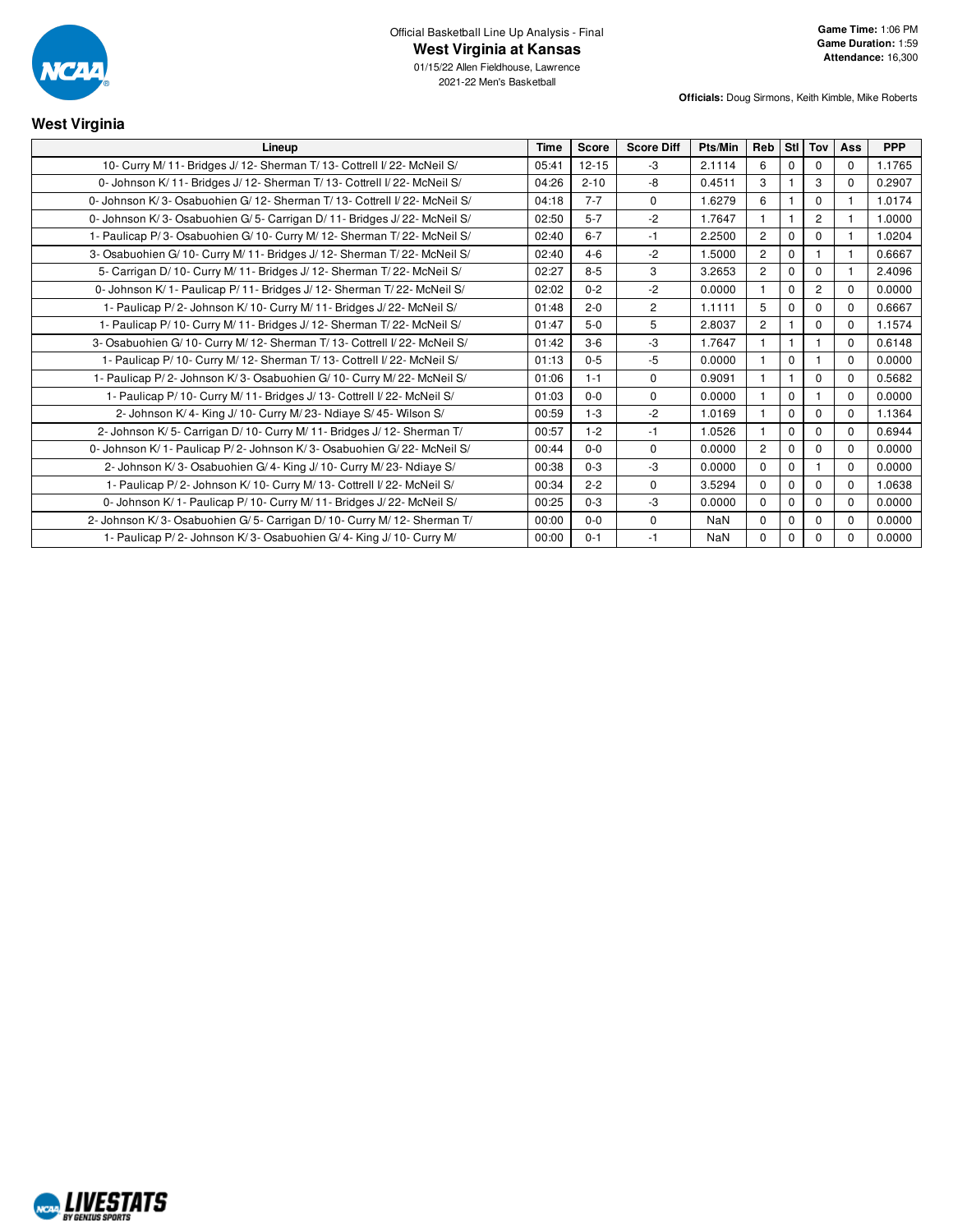Official Basketball Line Up Analysis - Final

# West Virginia at Kansas

01/15/22 Allen Fieldhouse, Lawrence
2021-22 Men's Basketball

**Game Time:** 1:06 PM
**Game Duration:** 1:59
**Attendance:** 16,300

**Officials:** Doug Sirmons, Keith Kimble, Mike Roberts

## West Virginia

| Lineup | Time | Score | Score Diff | Pts/Min | Reb | Stl | Tov | Ass | PPP |
|---|---|---|---|---|---|---|---|---|---|
| 10- Curry M/ 11- Bridges J/ 12- Sherman T/ 13- Cottrell I/ 22- McNeil S/ | 05:41 | 12-15 | -3 | 2.1114 | 6 | 0 | 0 | 0 | 1.1765 |
| 0- Johnson K/ 11- Bridges J/ 12- Sherman T/ 13- Cottrell I/ 22- McNeil S/ | 04:26 | 2-10 | -8 | 0.4511 | 3 | 1 | 3 | 0 | 0.2907 |
| 0- Johnson K/ 3- Osabuohien G/ 12- Sherman T/ 13- Cottrell I/ 22- McNeil S/ | 04:18 | 7-7 | 0 | 1.6279 | 6 | 1 | 0 | 1 | 1.0174 |
| 0- Johnson K/ 3- Osabuohien G/ 5- Carrigan D/ 11- Bridges J/ 22- McNeil S/ | 02:50 | 5-7 | -2 | 1.7647 | 1 | 1 | 2 | 1 | 1.0000 |
| 1- Paulicap P/ 3- Osabuohien G/ 10- Curry M/ 12- Sherman T/ 22- McNeil S/ | 02:40 | 6-7 | -1 | 2.2500 | 2 | 0 | 0 | 1 | 1.0204 |
| 3- Osabuohien G/ 10- Curry M/ 11- Bridges J/ 12- Sherman T/ 22- McNeil S/ | 02:40 | 4-6 | -2 | 1.5000 | 2 | 0 | 1 | 1 | 0.6667 |
| 5- Carrigan D/ 10- Curry M/ 11- Bridges J/ 12- Sherman T/ 22- McNeil S/ | 02:27 | 8-5 | 3 | 3.2653 | 2 | 0 | 0 | 1 | 2.4096 |
| 0- Johnson K/ 1- Paulicap P/ 11- Bridges J/ 12- Sherman T/ 22- McNeil S/ | 02:02 | 0-2 | -2 | 0.0000 | 1 | 0 | 2 | 0 | 0.0000 |
| 1- Paulicap P/ 2- Johnson K/ 10- Curry M/ 11- Bridges J/ 22- McNeil S/ | 01:48 | 2-0 | 2 | 1.1111 | 5 | 0 | 0 | 0 | 0.6667 |
| 1- Paulicap P/ 10- Curry M/ 11- Bridges J/ 12- Sherman T/ 22- McNeil S/ | 01:47 | 5-0 | 5 | 2.8037 | 2 | 1 | 0 | 0 | 1.1574 |
| 3- Osabuohien G/ 10- Curry M/ 12- Sherman T/ 13- Cottrell I/ 22- McNeil S/ | 01:42 | 3-6 | -3 | 1.7647 | 1 | 1 | 1 | 0 | 0.6148 |
| 1- Paulicap P/ 10- Curry M/ 12- Sherman T/ 13- Cottrell I/ 22- McNeil S/ | 01:13 | 0-5 | -5 | 0.0000 | 1 | 0 | 1 | 0 | 0.0000 |
| 1- Paulicap P/ 2- Johnson K/ 3- Osabuohien G/ 10- Curry M/ 22- McNeil S/ | 01:06 | 1-1 | 0 | 0.9091 | 1 | 1 | 0 | 0 | 0.5682 |
| 1- Paulicap P/ 10- Curry M/ 11- Bridges J/ 13- Cottrell I/ 22- McNeil S/ | 01:03 | 0-0 | 0 | 0.0000 | 1 | 0 | 1 | 0 | 0.0000 |
| 2- Johnson K/ 4- King J/ 10- Curry M/ 23- Ndiaye S/ 45- Wilson S/ | 00:59 | 1-3 | -2 | 1.0169 | 1 | 0 | 0 | 0 | 1.1364 |
| 2- Johnson K/ 5- Carrigan D/ 10- Curry M/ 11- Bridges J/ 12- Sherman T/ | 00:57 | 1-2 | -1 | 1.0526 | 1 | 0 | 0 | 0 | 0.6944 |
| 0- Johnson K/ 1- Paulicap P/ 2- Johnson K/ 3- Osabuohien G/ 22- McNeil S/ | 00:44 | 0-0 | 0 | 0.0000 | 2 | 0 | 0 | 0 | 0.0000 |
| 2- Johnson K/ 3- Osabuohien G/ 4- King J/ 10- Curry M/ 23- Ndiaye S/ | 00:38 | 0-3 | -3 | 0.0000 | 0 | 0 | 1 | 0 | 0.0000 |
| 1- Paulicap P/ 2- Johnson K/ 10- Curry M/ 13- Cottrell I/ 22- McNeil S/ | 00:34 | 2-2 | 0 | 3.5294 | 0 | 0 | 0 | 0 | 1.0638 |
| 0- Johnson K/ 1- Paulicap P/ 10- Curry M/ 11- Bridges J/ 22- McNeil S/ | 00:25 | 0-3 | -3 | 0.0000 | 0 | 0 | 0 | 0 | 0.0000 |
| 2- Johnson K/ 3- Osabuohien G/ 5- Carrigan D/ 10- Curry M/ 12- Sherman T/ | 00:00 | 0-0 | 0 | NaN | 0 | 0 | 0 | 0 | 0.0000 |
| 1- Paulicap P/ 2- Johnson K/ 3- Osabuohien G/ 4- King J/ 10- Curry M/ | 00:00 | 0-1 | -1 | NaN | 0 | 0 | 0 | 0 | 0.0000 |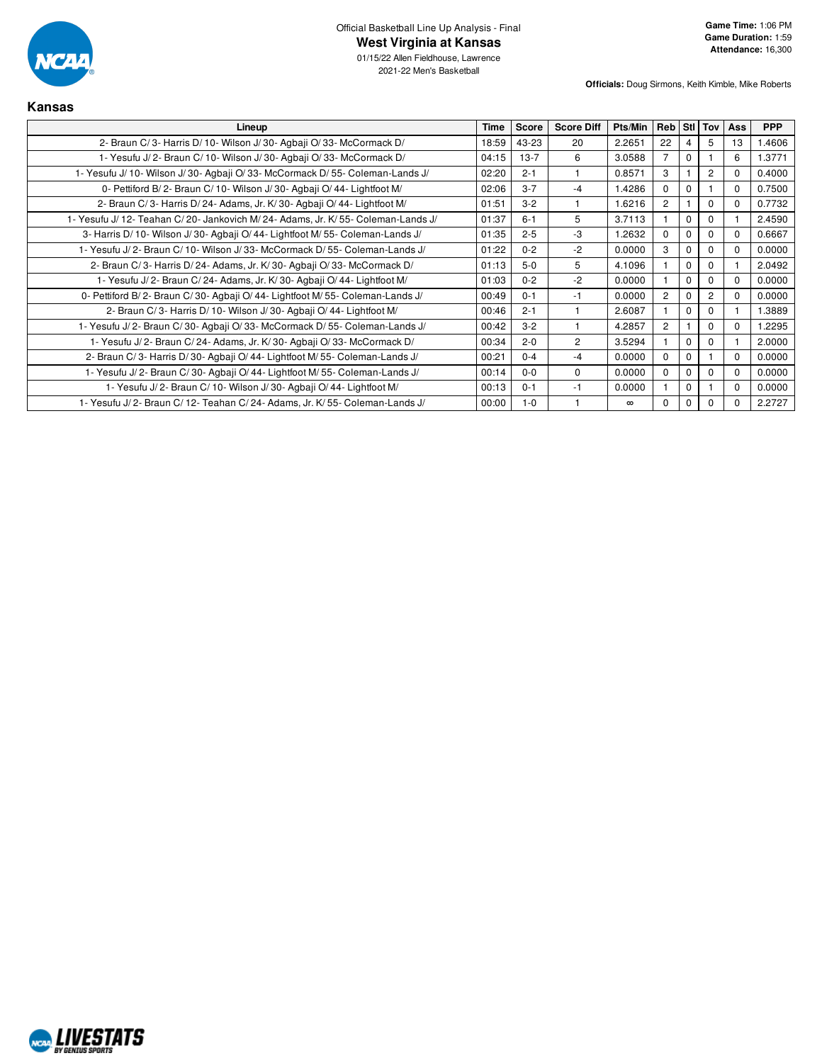Official Basketball Line Up Analysis - Final

# West Virginia at Kansas

01/15/22 Allen Fieldhouse, Lawrence

2021-22 Men's Basketball

**Game Time:** 1:06 PM
**Game Duration:** 1:59
**Attendance:** 16,300

**Officials:** Doug Sirmons, Keith Kimble, Mike Roberts

## Kansas

| Lineup | Time | Score | Score Diff | Pts/Min | Reb | Stl | Tov | Ass | PPP |
|---|---|---|---|---|---|---|---|---|---|
| 2- Braun C/ 3- Harris D/ 10- Wilson J/ 30- Agbaji O/ 33- McCormack D/ | 18:59 | 43-23 | 20 | 2.2651 | 22 | 4 | 5 | 13 | 1.4606 |
| 1- Yesufu J/ 2- Braun C/ 10- Wilson J/ 30- Agbaji O/ 33- McCormack D/ | 04:15 | 13-7 | 6 | 3.0588 | 7 | 0 | 1 | 6 | 1.3771 |
| 1- Yesufu J/ 10- Wilson J/ 30- Agbaji O/ 33- McCormack D/ 55- Coleman-Lands J/ | 02:20 | 2-1 | 1 | 0.8571 | 3 | 1 | 2 | 0 | 0.4000 |
| 0- Pettiford B/ 2- Braun C/ 10- Wilson J/ 30- Agbaji O/ 44- Lightfoot M/ | 02:06 | 3-7 | -4 | 1.4286 | 0 | 0 | 1 | 0 | 0.7500 |
| 2- Braun C/ 3- Harris D/ 24- Adams, Jr. K/ 30- Agbaji O/ 44- Lightfoot M/ | 01:51 | 3-2 | 1 | 1.6216 | 2 | 1 | 0 | 0 | 0.7732 |
| 1- Yesufu J/ 12- Teahan C/ 20- Jankovich M/ 24- Adams, Jr. K/ 55- Coleman-Lands J/ | 01:37 | 6-1 | 5 | 3.7113 | 1 | 0 | 0 | 1 | 2.4590 |
| 3- Harris D/ 10- Wilson J/ 30- Agbaji O/ 44- Lightfoot M/ 55- Coleman-Lands J/ | 01:35 | 2-5 | -3 | 1.2632 | 0 | 0 | 0 | 0 | 0.6667 |
| 1- Yesufu J/ 2- Braun C/ 10- Wilson J/ 33- McCormack D/ 55- Coleman-Lands J/ | 01:22 | 0-2 | -2 | 0.0000 | 3 | 0 | 0 | 0 | 0.0000 |
| 2- Braun C/ 3- Harris D/ 24- Adams, Jr. K/ 30- Agbaji O/ 33- McCormack D/ | 01:13 | 5-0 | 5 | 4.1096 | 1 | 0 | 0 | 1 | 2.0492 |
| 1- Yesufu J/ 2- Braun C/ 24- Adams, Jr. K/ 30- Agbaji O/ 44- Lightfoot M/ | 01:03 | 0-2 | -2 | 0.0000 | 1 | 0 | 0 | 0 | 0.0000 |
| 0- Pettiford B/ 2- Braun C/ 30- Agbaji O/ 44- Lightfoot M/ 55- Coleman-Lands J/ | 00:49 | 0-1 | -1 | 0.0000 | 2 | 0 | 2 | 0 | 0.0000 |
| 2- Braun C/ 3- Harris D/ 10- Wilson J/ 30- Agbaji O/ 44- Lightfoot M/ | 00:46 | 2-1 | 1 | 2.6087 | 1 | 0 | 0 | 1 | 1.3889 |
| 1- Yesufu J/ 2- Braun C/ 30- Agbaji O/ 33- McCormack D/ 55- Coleman-Lands J/ | 00:42 | 3-2 | 1 | 4.2857 | 2 | 1 | 0 | 0 | 1.2295 |
| 1- Yesufu J/ 2- Braun C/ 24- Adams, Jr. K/ 30- Agbaji O/ 33- McCormack D/ | 00:34 | 2-0 | 2 | 3.5294 | 1 | 0 | 0 | 1 | 2.0000 |
| 2- Braun C/ 3- Harris D/ 30- Agbaji O/ 44- Lightfoot M/ 55- Coleman-Lands J/ | 00:21 | 0-4 | -4 | 0.0000 | 0 | 0 | 1 | 0 | 0.0000 |
| 1- Yesufu J/ 2- Braun C/ 30- Agbaji O/ 44- Lightfoot M/ 55- Coleman-Lands J/ | 00:14 | 0-0 | 0 | 0.0000 | 0 | 0 | 0 | 0 | 0.0000 |
| 1- Yesufu J/ 2- Braun C/ 10- Wilson J/ 30- Agbaji O/ 44- Lightfoot M/ | 00:13 | 0-1 | -1 | 0.0000 | 1 | 0 | 1 | 0 | 0.0000 |
| 1- Yesufu J/ 2- Braun C/ 12- Teahan C/ 24- Adams, Jr. K/ 55- Coleman-Lands J/ | 00:00 | 1-0 | 1 | ∞ | 0 | 0 | 0 | 0 | 2.2727 |